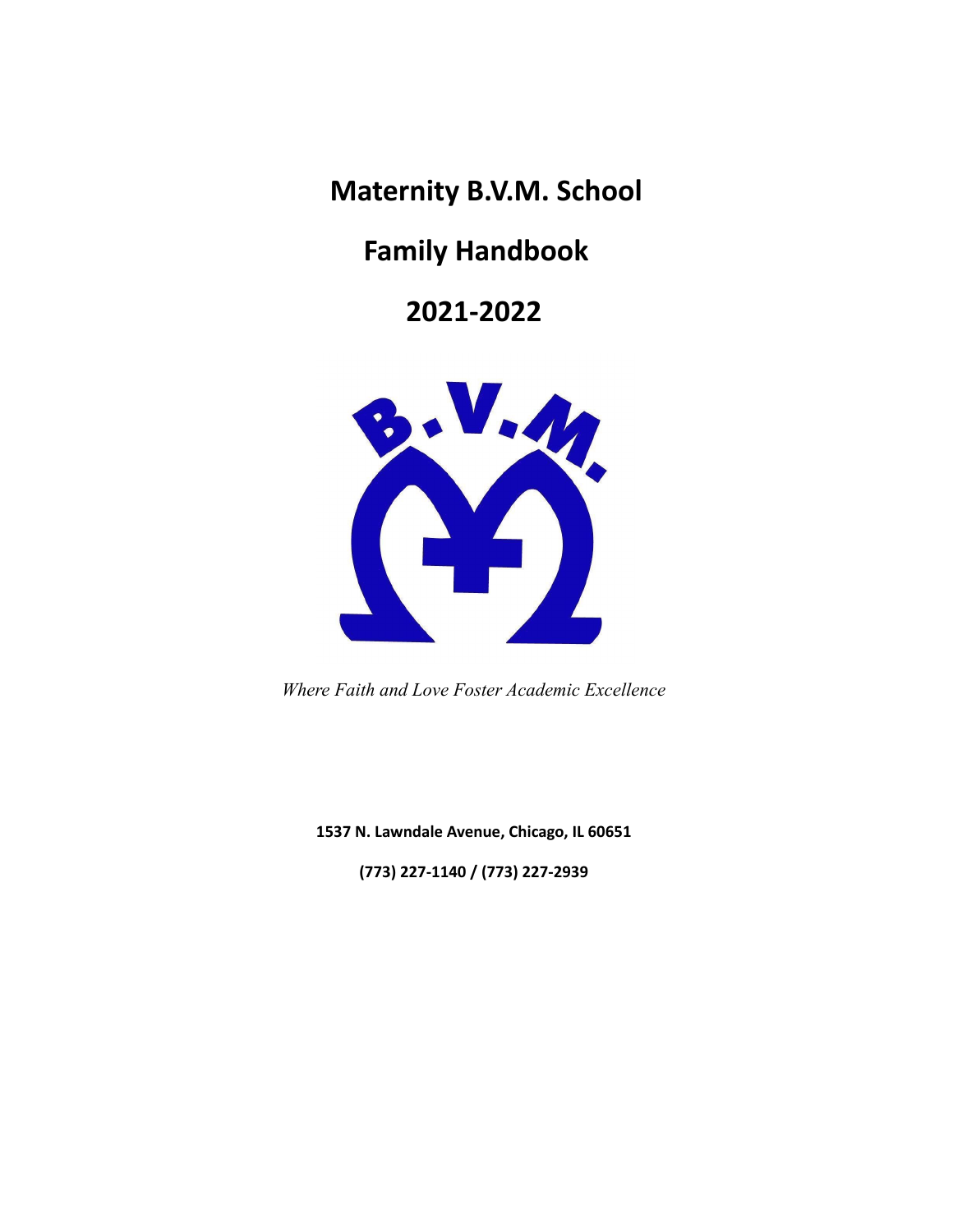# Maternity B.V.M. School

# Family Handbook

# 2021-2022

*Where Faith and Love Foster Academic Excellence*

**1537 N. Lawndale Avenue, Chicago, IL 60651**

**(773) 227-1140 / (773) 227-2939**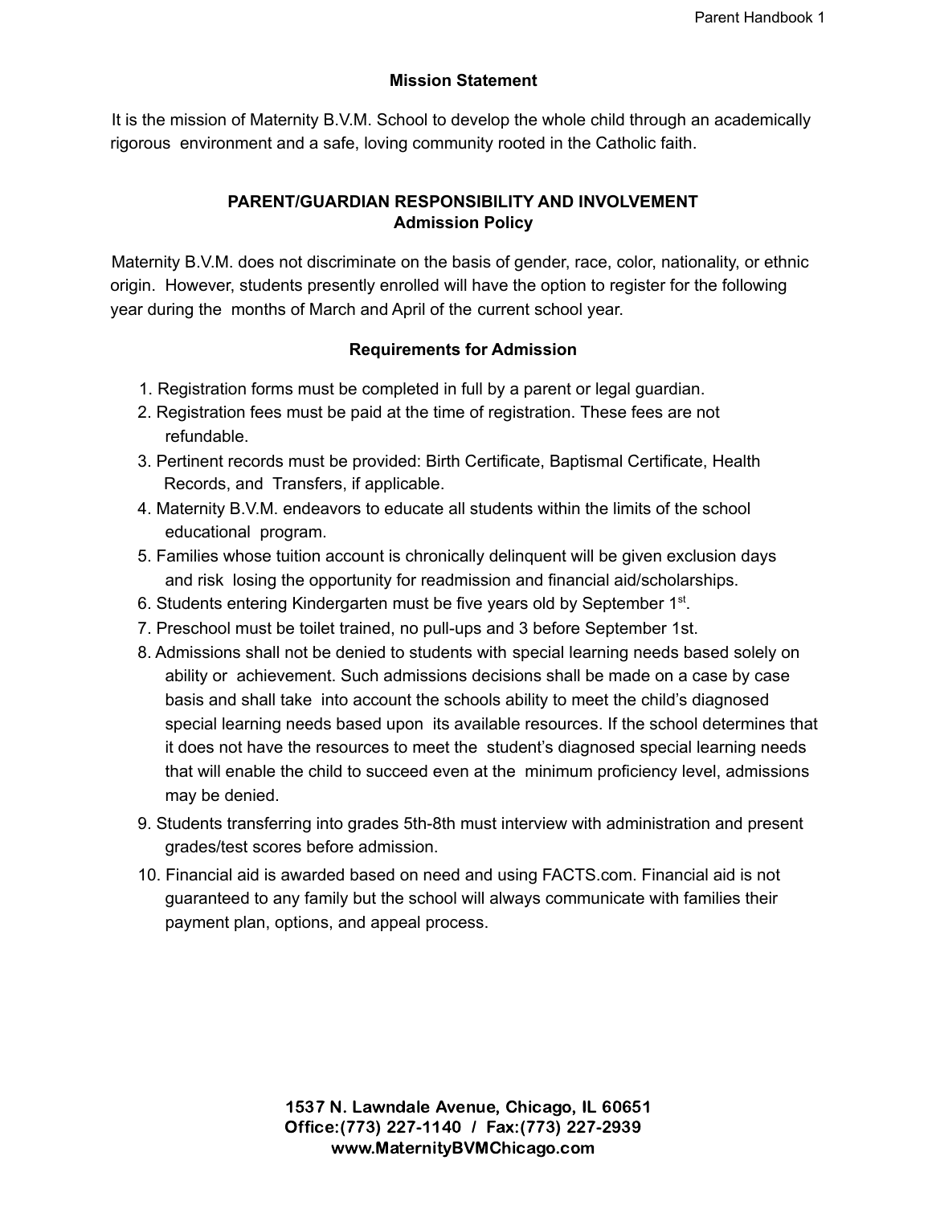## Mission Statement

It is the mission of Maternity B.V.M. School to develop the whole child through an academically rigorous environment and a safe, loving community rooted in the Catholic faith.

## PARENT/GUARDIAN RESPONSIBILITY AND INVOLVEMENT

### Admission Policy

Maternity B.V.M. does not discriminate on the basis of gender, race, color, nationality, or ethnic origin. However, students presently enrolled will have the option to register for the following year during the months of March and April of the current school year.

### Requirements for Admission

1. Registration forms must be completed in full by a parent or legal guardian.
2. Registration fees must be paid at the time of registration. These fees are not refundable.
3. Pertinent records must be provided: Birth Certificate, Baptismal Certificate, Health Records, and Transfers, if applicable.
4. Maternity B.V.M. endeavors to educate all students within the limits of the school educational program.
5. Families whose tuition account is chronically delinquent will be given exclusion days and risk losing the opportunity for readmission and financial aid/scholarships.
6. Students entering Kindergarten must be five years old by September 1st.
7. Preschool must be toilet trained, no pull-ups and 3 before September 1st.
8. Admissions shall not be denied to students with special learning needs based solely on ability or achievement. Such admissions decisions shall be made on a case by case basis and shall take into account the schools ability to meet the child's diagnosed special learning needs based upon its available resources. If the school determines that it does not have the resources to meet the student's diagnosed special learning needs that will enable the child to succeed even at the minimum proficiency level, admissions may be denied.
9. Students transferring into grades 5th-8th must interview with administration and present grades/test scores before admission.
10. Financial aid is awarded based on need and using FACTS.com. Financial aid is not guaranteed to any family but the school will always communicate with families their payment plan, options, and appeal process.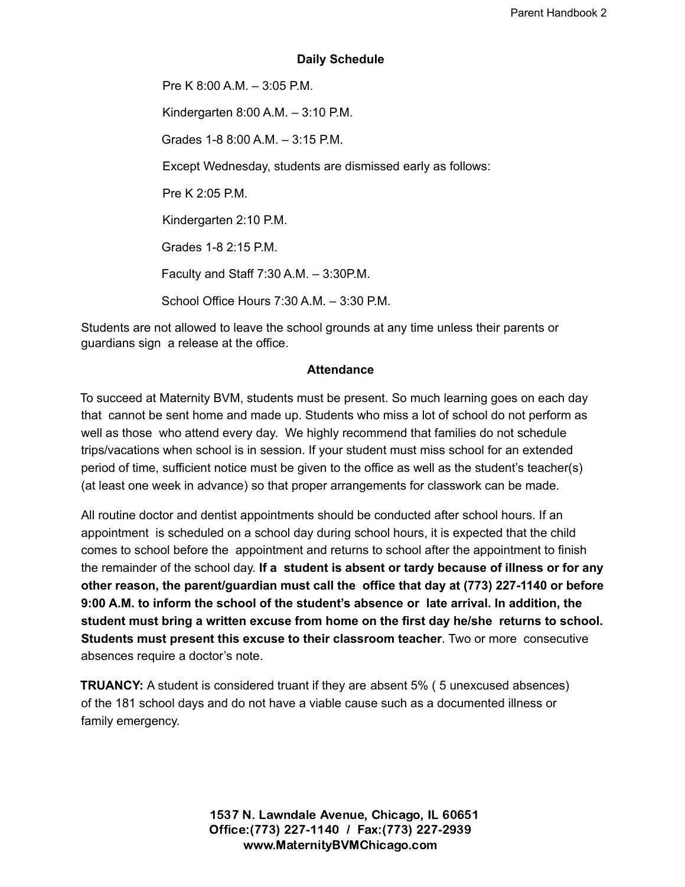## Daily Schedule

Pre K 8:00 A.M. – 3:05 P.M.

Kindergarten 8:00 A.M. – 3:10 P.M.

Grades 1-8 8:00 A.M. – 3:15 P.M.

Except Wednesday, students are dismissed early as follows:

Pre K 2:05 P.M.

Kindergarten 2:10 P.M.

Grades 1-8 2:15 P.M.

Faculty and Staff 7:30 A.M. – 3:30P.M.

School Office Hours 7:30 A.M. – 3:30 P.M.

Students are not allowed to leave the school grounds at any time unless their parents or guardians sign a release at the office.

## Attendance

To succeed at Maternity BVM, students must be present. So much learning goes on each day that cannot be sent home and made up. Students who miss a lot of school do not perform as well as those who attend every day. We highly recommend that families do not schedule trips/vacations when school is in session. If your student must miss school for an extended period of time, sufficient notice must be given to the office as well as the student's teacher(s) (at least one week in advance) so that proper arrangements for classwork can be made.

All routine doctor and dentist appointments should be conducted after school hours. If an appointment is scheduled on a school day during school hours, it is expected that the child comes to school before the appointment and returns to school after the appointment to finish the remainder of the school day. **If a student is absent or tardy because of illness or for any other reason, the parent/guardian must call the office that day at (773) 227-1140 or before 9:00 A.M. to inform the school of the student's absence or late arrival. In addition, the student must bring a written excuse from home on the first day he/she returns to school. Students must present this excuse to their classroom teacher**. Two or more consecutive absences require a doctor's note.

**TRUANCY:** A student is considered truant if they are absent 5% ( 5 unexcused absences) of the 181 school days and do not have a viable cause such as a documented illness or family emergency.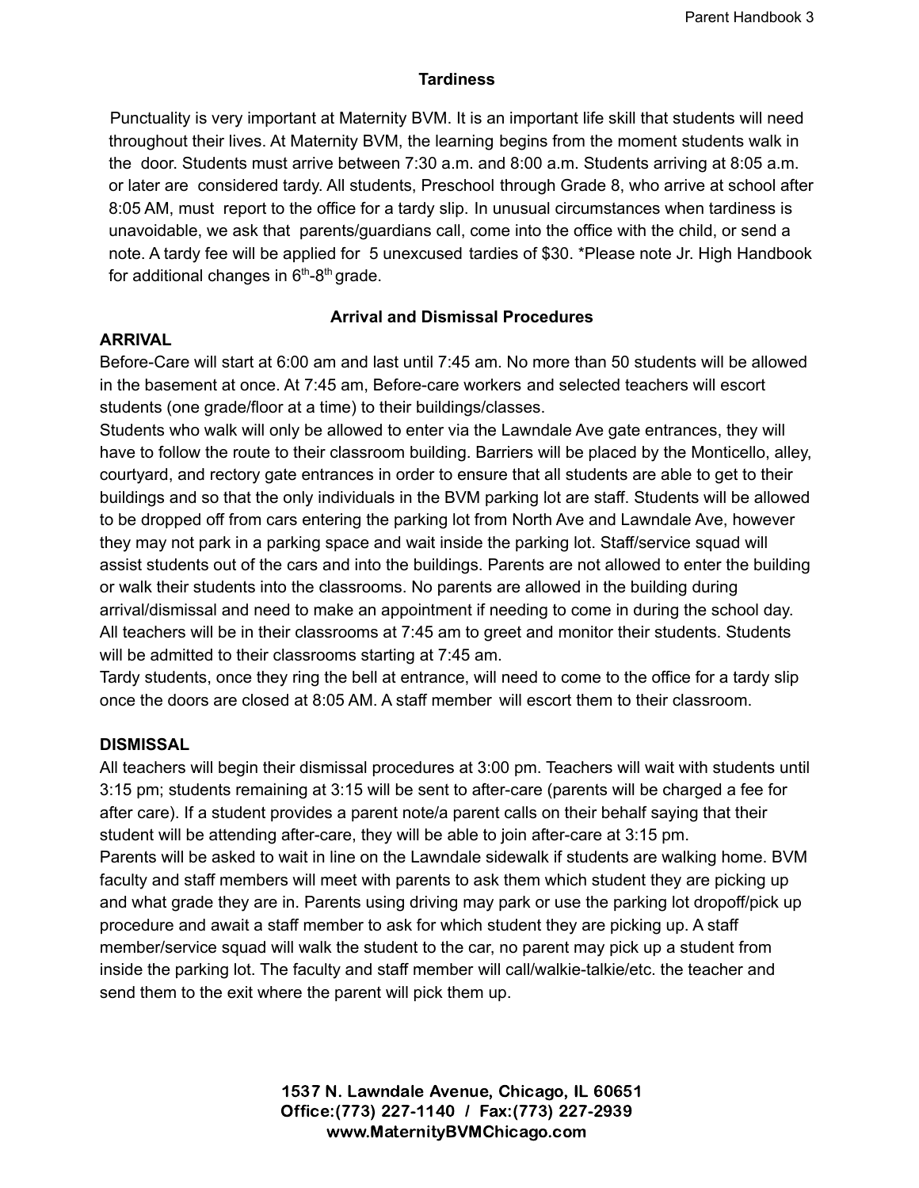## Tardiness

Punctuality is very important at Maternity BVM. It is an important life skill that students will need throughout their lives. At Maternity BVM, the learning begins from the moment students walk in the door. Students must arrive between 7:30 a.m. and 8:00 a.m. Students arriving at 8:05 a.m. or later are considered tardy. All students, Preschool through Grade 8, who arrive at school after 8:05 AM, must report to the office for a tardy slip. In unusual circumstances when tardiness is unavoidable, we ask that parents/guardians call, come into the office with the child, or send a note. A tardy fee will be applied for 5 unexcused tardies of $30. *Please note Jr. High Handbook for additional changes in 6th-8th grade.

## Arrival and Dismissal Procedures

### ARRIVAL

Before-Care will start at 6:00 am and last until 7:45 am. No more than 50 students will be allowed in the basement at once. At 7:45 am, Before-care workers and selected teachers will escort students (one grade/floor at a time) to their buildings/classes.

Students who walk will only be allowed to enter via the Lawndale Ave gate entrances, they will have to follow the route to their classroom building. Barriers will be placed by the Monticello, alley, courtyard, and rectory gate entrances in order to ensure that all students are able to get to their buildings and so that the only individuals in the BVM parking lot are staff. Students will be allowed to be dropped off from cars entering the parking lot from North Ave and Lawndale Ave, however they may not park in a parking space and wait inside the parking lot. Staff/service squad will assist students out of the cars and into the buildings. Parents are not allowed to enter the building or walk their students into the classrooms. No parents are allowed in the building during arrival/dismissal and need to make an appointment if needing to come in during the school day. All teachers will be in their classrooms at 7:45 am to greet and monitor their students. Students will be admitted to their classrooms starting at 7:45 am.

Tardy students, once they ring the bell at entrance, will need to come to the office for a tardy slip once the doors are closed at 8:05 AM. A staff member will escort them to their classroom.

### DISMISSAL

All teachers will begin their dismissal procedures at 3:00 pm. Teachers will wait with students until 3:15 pm; students remaining at 3:15 will be sent to after-care (parents will be charged a fee for after care). If a student provides a parent note/a parent calls on their behalf saying that their student will be attending after-care, they will be able to join after-care at 3:15 pm.

Parents will be asked to wait in line on the Lawndale sidewalk if students are walking home. BVM faculty and staff members will meet with parents to ask them which student they are picking up and what grade they are in. Parents using driving may park or use the parking lot dropoff/pick up procedure and await a staff member to ask for which student they are picking up. A staff member/service squad will walk the student to the car, no parent may pick up a student from inside the parking lot. The faculty and staff member will call/walkie-talkie/etc. the teacher and send them to the exit where the parent will pick them up.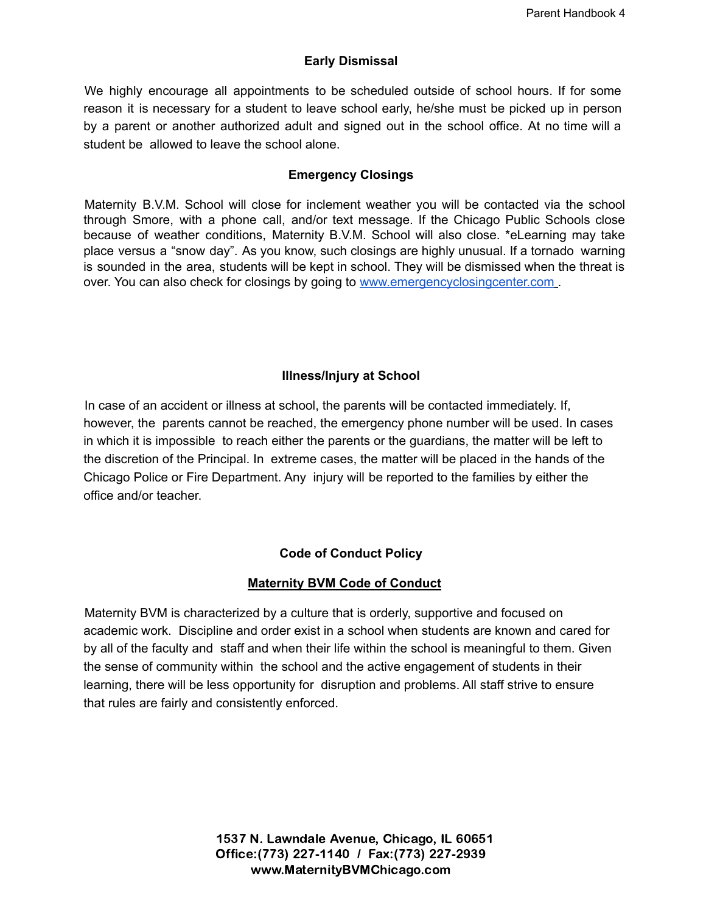## Early Dismissal

We highly encourage all appointments to be scheduled outside of school hours. If for some reason it is necessary for a student to leave school early, he/she must be picked up in person by a parent or another authorized adult and signed out in the school office. At no time will a student be allowed to leave the school alone.

## Emergency Closings

Maternity B.V.M. School will close for inclement weather you will be contacted via the school through Smore, with a phone call, and/or text message. If the Chicago Public Schools close because of weather conditions, Maternity B.V.M. School will also close. *eLearning may take place versus a "snow day". As you know, such closings are highly unusual. If a tornado warning is sounded in the area, students will be kept in school. They will be dismissed when the threat is over. You can also check for closings by going to www.emergencyclosingcenter.com .

## Illness/Injury at School

In case of an accident or illness at school, the parents will be contacted immediately. If, however, the parents cannot be reached, the emergency phone number will be used. In cases in which it is impossible to reach either the parents or the guardians, the matter will be left to the discretion of the Principal. In extreme cases, the matter will be placed in the hands of the Chicago Police or Fire Department. Any injury will be reported to the families by either the office and/or teacher.

## Code of Conduct Policy

### Maternity BVM Code of Conduct

Maternity BVM is characterized by a culture that is orderly, supportive and focused on academic work. Discipline and order exist in a school when students are known and cared for by all of the faculty and staff and when their life within the school is meaningful to them. Given the sense of community within the school and the active engagement of students in their learning, there will be less opportunity for disruption and problems. All staff strive to ensure that rules are fairly and consistently enforced.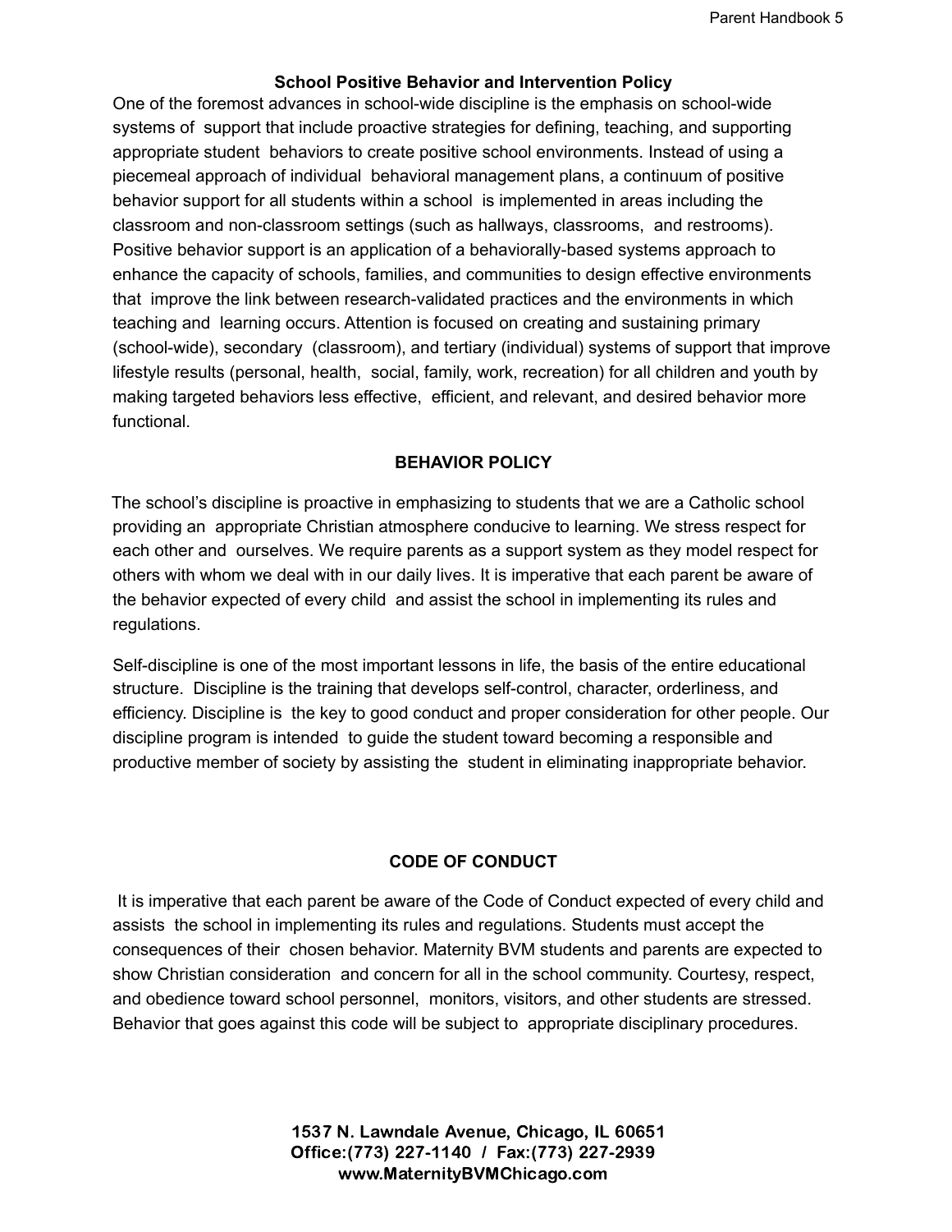## School Positive Behavior and Intervention Policy

One of the foremost advances in school-wide discipline is the emphasis on school-wide systems of support that include proactive strategies for defining, teaching, and supporting appropriate student behaviors to create positive school environments. Instead of using a piecemeal approach of individual behavioral management plans, a continuum of positive behavior support for all students within a school is implemented in areas including the classroom and non-classroom settings (such as hallways, classrooms, and restrooms). Positive behavior support is an application of a behaviorally-based systems approach to enhance the capacity of schools, families, and communities to design effective environments that improve the link between research-validated practices and the environments in which teaching and learning occurs. Attention is focused on creating and sustaining primary (school-wide), secondary (classroom), and tertiary (individual) systems of support that improve lifestyle results (personal, health, social, family, work, recreation) for all children and youth by making targeted behaviors less effective, efficient, and relevant, and desired behavior more functional.

## BEHAVIOR POLICY

The school's discipline is proactive in emphasizing to students that we are a Catholic school providing an appropriate Christian atmosphere conducive to learning. We stress respect for each other and ourselves. We require parents as a support system as they model respect for others with whom we deal with in our daily lives. It is imperative that each parent be aware of the behavior expected of every child and assist the school in implementing its rules and regulations.

Self-discipline is one of the most important lessons in life, the basis of the entire educational structure. Discipline is the training that develops self-control, character, orderliness, and efficiency. Discipline is the key to good conduct and proper consideration for other people. Our discipline program is intended to guide the student toward becoming a responsible and productive member of society by assisting the student in eliminating inappropriate behavior.

## CODE OF CONDUCT

It is imperative that each parent be aware of the Code of Conduct expected of every child and assists the school in implementing its rules and regulations. Students must accept the consequences of their chosen behavior. Maternity BVM students and parents are expected to show Christian consideration and concern for all in the school community. Courtesy, respect, and obedience toward school personnel, monitors, visitors, and other students are stressed. Behavior that goes against this code will be subject to appropriate disciplinary procedures.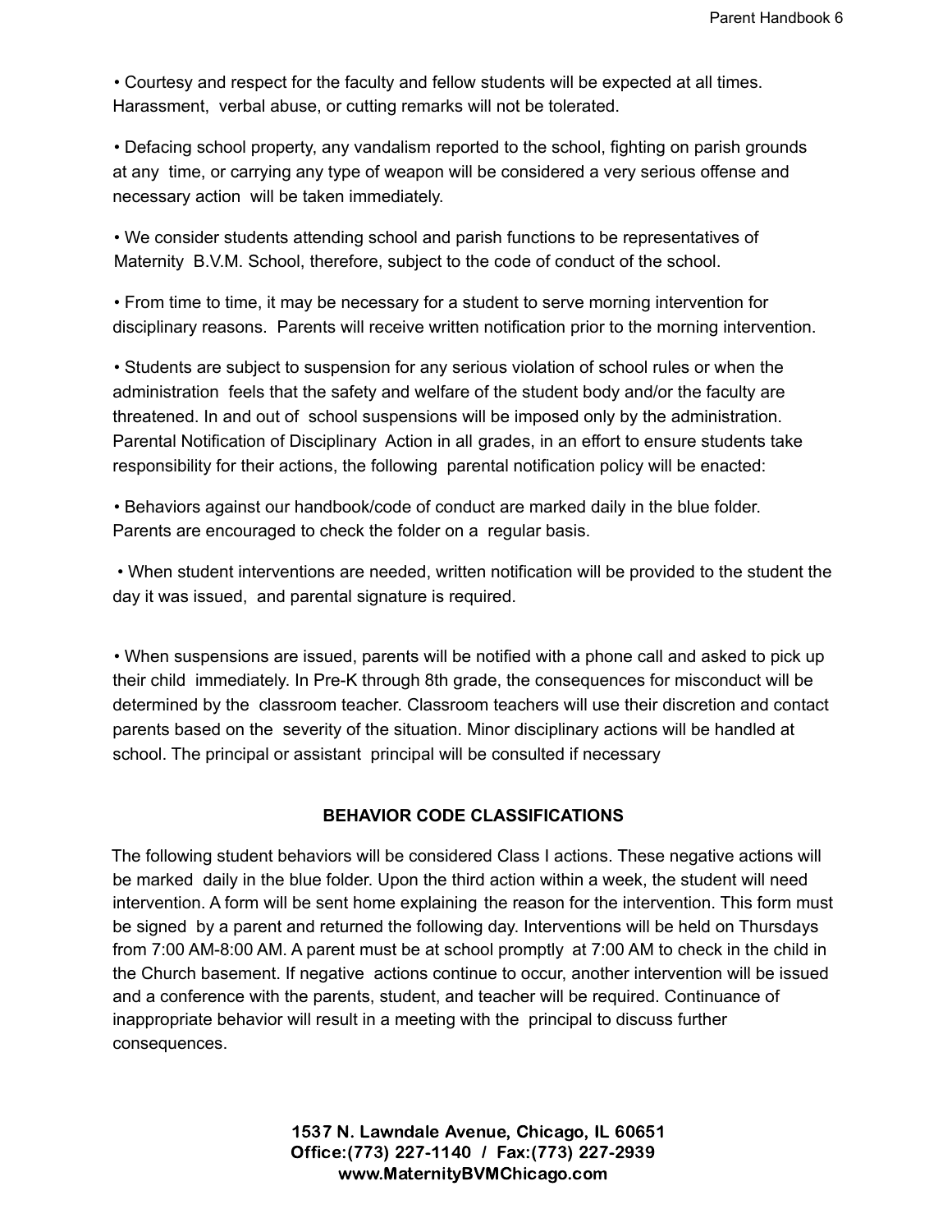• Courtesy and respect for the faculty and fellow students will be expected at all times. Harassment, verbal abuse, or cutting remarks will not be tolerated.

• Defacing school property, any vandalism reported to the school, fighting on parish grounds at any time, or carrying any type of weapon will be considered a very serious offense and necessary action will be taken immediately.

• We consider students attending school and parish functions to be representatives of Maternity B.V.M. School, therefore, subject to the code of conduct of the school.

• From time to time, it may be necessary for a student to serve morning intervention for disciplinary reasons. Parents will receive written notification prior to the morning intervention.

• Students are subject to suspension for any serious violation of school rules or when the administration feels that the safety and welfare of the student body and/or the faculty are threatened. In and out of school suspensions will be imposed only by the administration. Parental Notification of Disciplinary Action in all grades, in an effort to ensure students take responsibility for their actions, the following parental notification policy will be enacted:

• Behaviors against our handbook/code of conduct are marked daily in the blue folder. Parents are encouraged to check the folder on a regular basis.

• When student interventions are needed, written notification will be provided to the student the day it was issued, and parental signature is required.

• When suspensions are issued, parents will be notified with a phone call and asked to pick up their child immediately. In Pre-K through 8th grade, the consequences for misconduct will be determined by the classroom teacher. Classroom teachers will use their discretion and contact parents based on the severity of the situation. Minor disciplinary actions will be handled at school. The principal or assistant principal will be consulted if necessary

**BEHAVIOR CODE CLASSIFICATIONS**

The following student behaviors will be considered Class I actions. These negative actions will be marked daily in the blue folder. Upon the third action within a week, the student will need intervention. A form will be sent home explaining the reason for the intervention. This form must be signed by a parent and returned the following day. Interventions will be held on Thursdays from 7:00 AM-8:00 AM. A parent must be at school promptly at 7:00 AM to check in the child in the Church basement. If negative actions continue to occur, another intervention will be issued and a conference with the parents, student, and teacher will be required. Continuance of inappropriate behavior will result in a meeting with the principal to discuss further consequences.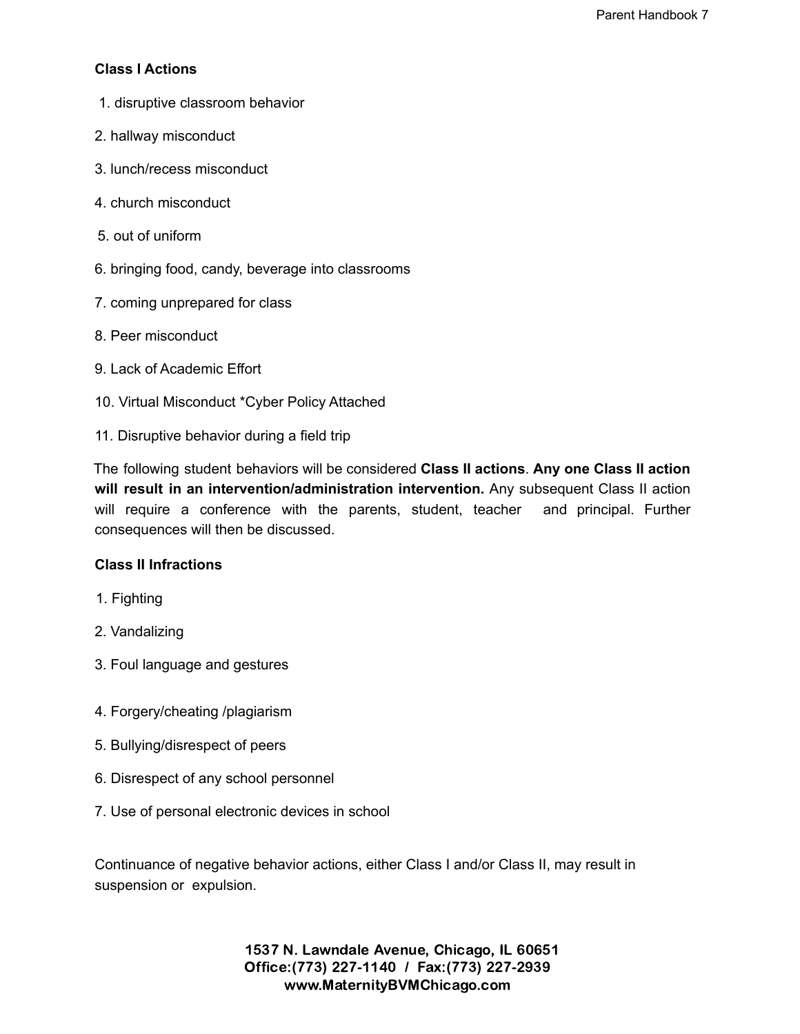**Class I Actions**

1. disruptive classroom behavior
2. hallway misconduct
3. lunch/recess misconduct
4. church misconduct
5. out of uniform
6. bringing food, candy, beverage into classrooms
7. coming unprepared for class
8. Peer misconduct
9. Lack of Academic Effort
10. Virtual Misconduct *Cyber Policy Attached
11. Disruptive behavior during a field trip

The following student behaviors will be considered **Class II actions**. **Any one Class II action will result in an intervention/administration intervention.** Any subsequent Class II action will require a conference with the parents, student, teacher and principal. Further consequences will then be discussed.

**Class II Infractions**

1. Fighting
2. Vandalizing
3. Foul language and gestures
4. Forgery/cheating /plagiarism
5. Bullying/disrespect of peers
6. Disrespect of any school personnel
7. Use of personal electronic devices in school

Continuance of negative behavior actions, either Class I and/or Class II, may result in suspension or expulsion.

**1537 N. Lawndale Avenue, Chicago, IL 60651**
**Office:(773) 227-1140 / Fax:(773) 227-2939**
**www.MaternityBVMChicago.com**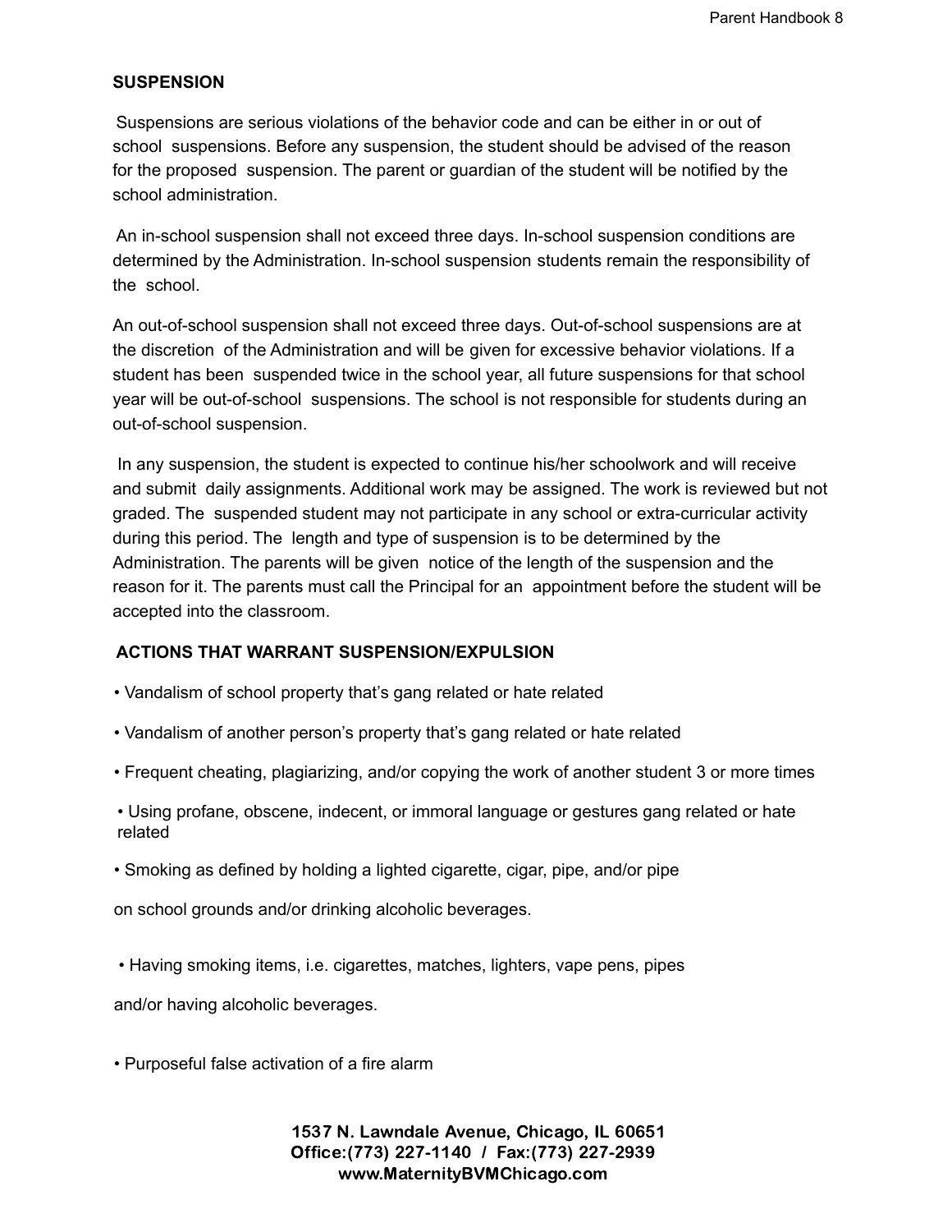## SUSPENSION

Suspensions are serious violations of the behavior code and can be either in or out of school suspensions. Before any suspension, the student should be advised of the reason for the proposed suspension. The parent or guardian of the student will be notified by the school administration.

An in-school suspension shall not exceed three days. In-school suspension conditions are determined by the Administration. In-school suspension students remain the responsibility of the school.

An out-of-school suspension shall not exceed three days. Out-of-school suspensions are at the discretion of the Administration and will be given for excessive behavior violations. If a student has been suspended twice in the school year, all future suspensions for that school year will be out-of-school suspensions. The school is not responsible for students during an out-of-school suspension.

In any suspension, the student is expected to continue his/her schoolwork and will receive and submit daily assignments. Additional work may be assigned. The work is reviewed but not graded. The suspended student may not participate in any school or extra-curricular activity during this period. The length and type of suspension is to be determined by the Administration. The parents will be given notice of the length of the suspension and the reason for it. The parents must call the Principal for an appointment before the student will be accepted into the classroom.

## ACTIONS THAT WARRANT SUSPENSION/EXPULSION

- Vandalism of school property that's gang related or hate related
- Vandalism of another person's property that's gang related or hate related
- Frequent cheating, plagiarizing, and/or copying the work of another student 3 or more times
- Using profane, obscene, indecent, or immoral language or gestures gang related or hate related
- Smoking as defined by holding a lighted cigarette, cigar, pipe, and/or pipe on school grounds and/or drinking alcoholic beverages.
- Having smoking items, i.e. cigarettes, matches, lighters, vape pens, pipes and/or having alcoholic beverages.
- Purposeful false activation of a fire alarm

1537 N. Lawndale Avenue, Chicago, IL 60651
Office:(773) 227-1140 / Fax:(773) 227-2939
www.MaternityBVMChicago.com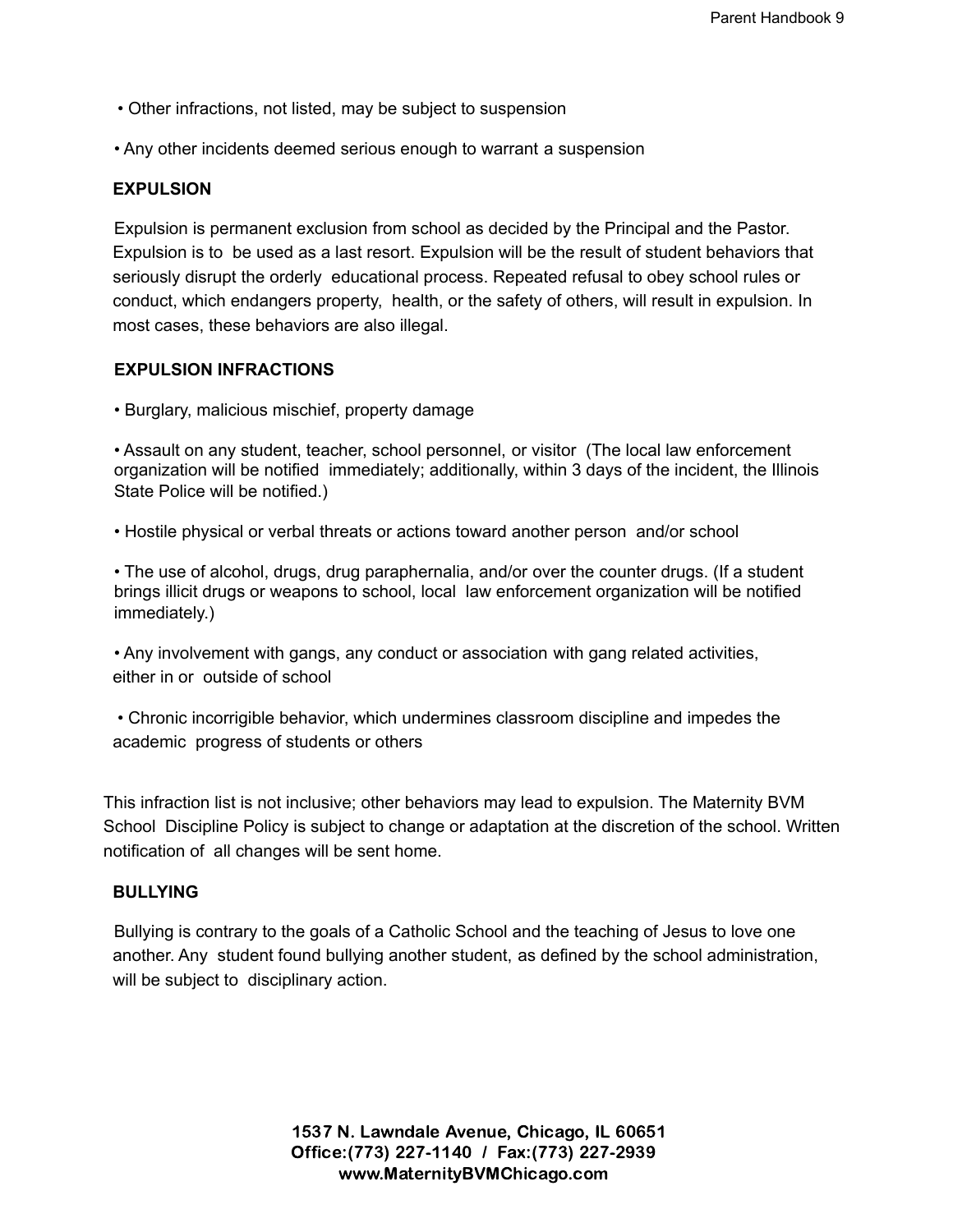- Other infractions, not listed, may be subject to suspension
- Any other incidents deemed serious enough to warrant a suspension

**EXPULSION**

Expulsion is permanent exclusion from school as decided by the Principal and the Pastor. Expulsion is to be used as a last resort. Expulsion will be the result of student behaviors that seriously disrupt the orderly educational process. Repeated refusal to obey school rules or conduct, which endangers property, health, or the safety of others, will result in expulsion. In most cases, these behaviors are also illegal.

**EXPULSION INFRACTIONS**

- Burglary, malicious mischief, property damage
- Assault on any student, teacher, school personnel, or visitor (The local law enforcement organization will be notified immediately; additionally, within 3 days of the incident, the Illinois State Police will be notified.)
- Hostile physical or verbal threats or actions toward another person and/or school
- The use of alcohol, drugs, drug paraphernalia, and/or over the counter drugs. (If a student brings illicit drugs or weapons to school, local law enforcement organization will be notified immediately.)
- Any involvement with gangs, any conduct or association with gang related activities, either in or outside of school
- Chronic incorrigible behavior, which undermines classroom discipline and impedes the academic progress of students or others

This infraction list is not inclusive; other behaviors may lead to expulsion. The Maternity BVM School Discipline Policy is subject to change or adaptation at the discretion of the school. Written notification of all changes will be sent home.

**BULLYING**

Bullying is contrary to the goals of a Catholic School and the teaching of Jesus to love one another. Any student found bullying another student, as defined by the school administration, will be subject to disciplinary action.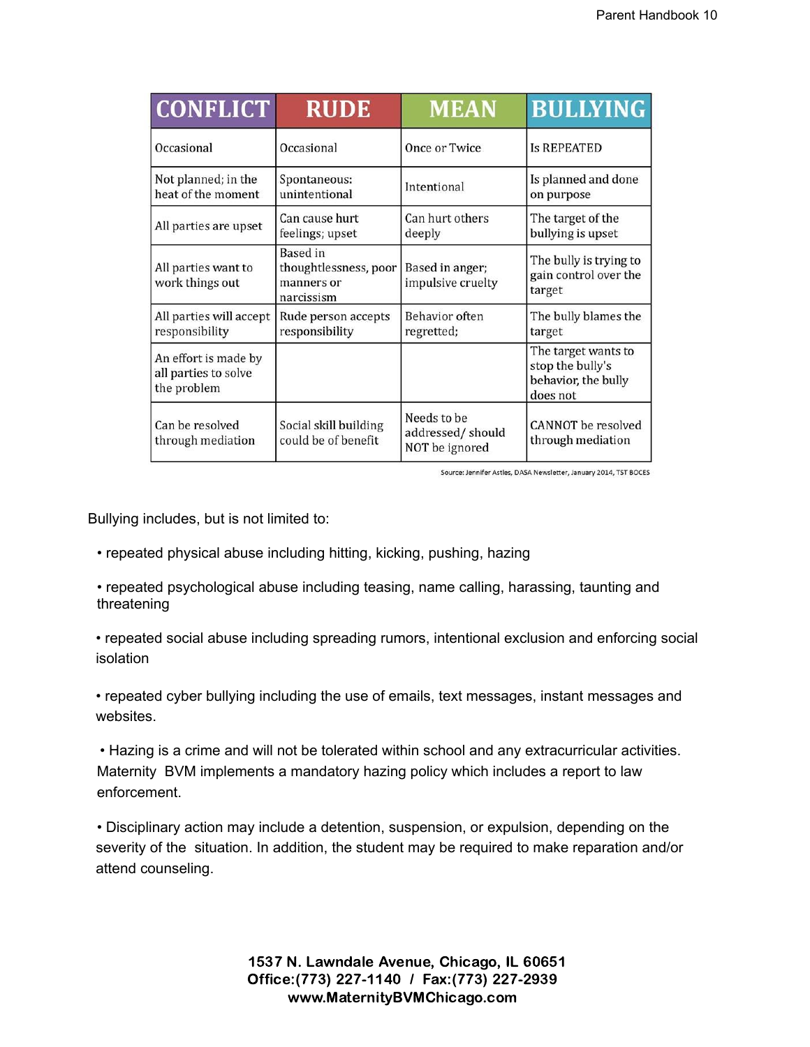| CONFLICT | RUDE | MEAN | BULLYING |
|---|---|---|---|
| Occasional | Occasional | Once or Twice | Is REPEATED |
| Not planned; in the heat of the moment | Spontaneous: unintentional | Intentional | Is planned and done on purpose |
| All parties are upset | Can cause hurt feelings; upset | Can hurt others deeply | The target of the bullying is upset |
| All parties want to work things out | Based in thoughtlessness, poor manners or narcissism | Based in anger; impulsive cruelty | The bully is trying to gain control over the target |
| All parties will accept responsibility | Rude person accepts responsibility | Behavior often regretted; | The bully blames the target |
| An effort is made by all parties to solve the problem | | | The target wants to stop the bully's behavior, the bully does not |
| Can be resolved through mediation | Social skill building could be of benefit | Needs to be addressed/ should NOT be ignored | CANNOT be resolved through mediation |

Source: Jennifer Astles, DASA Newsletter, January 2014, TST BOCES

Bullying includes, but is not limited to:

- repeated physical abuse including hitting, kicking, pushing, hazing
- repeated psychological abuse including teasing, name calling, harassing, taunting and threatening
- repeated social abuse including spreading rumors, intentional exclusion and enforcing social isolation
- repeated cyber bullying including the use of emails, text messages, instant messages and websites.
- Hazing is a crime and will not be tolerated within school and any extracurricular activities. Maternity BVM implements a mandatory hazing policy which includes a report to law enforcement.
- Disciplinary action may include a detention, suspension, or expulsion, depending on the severity of the situation. In addition, the student may be required to make reparation and/or attend counseling.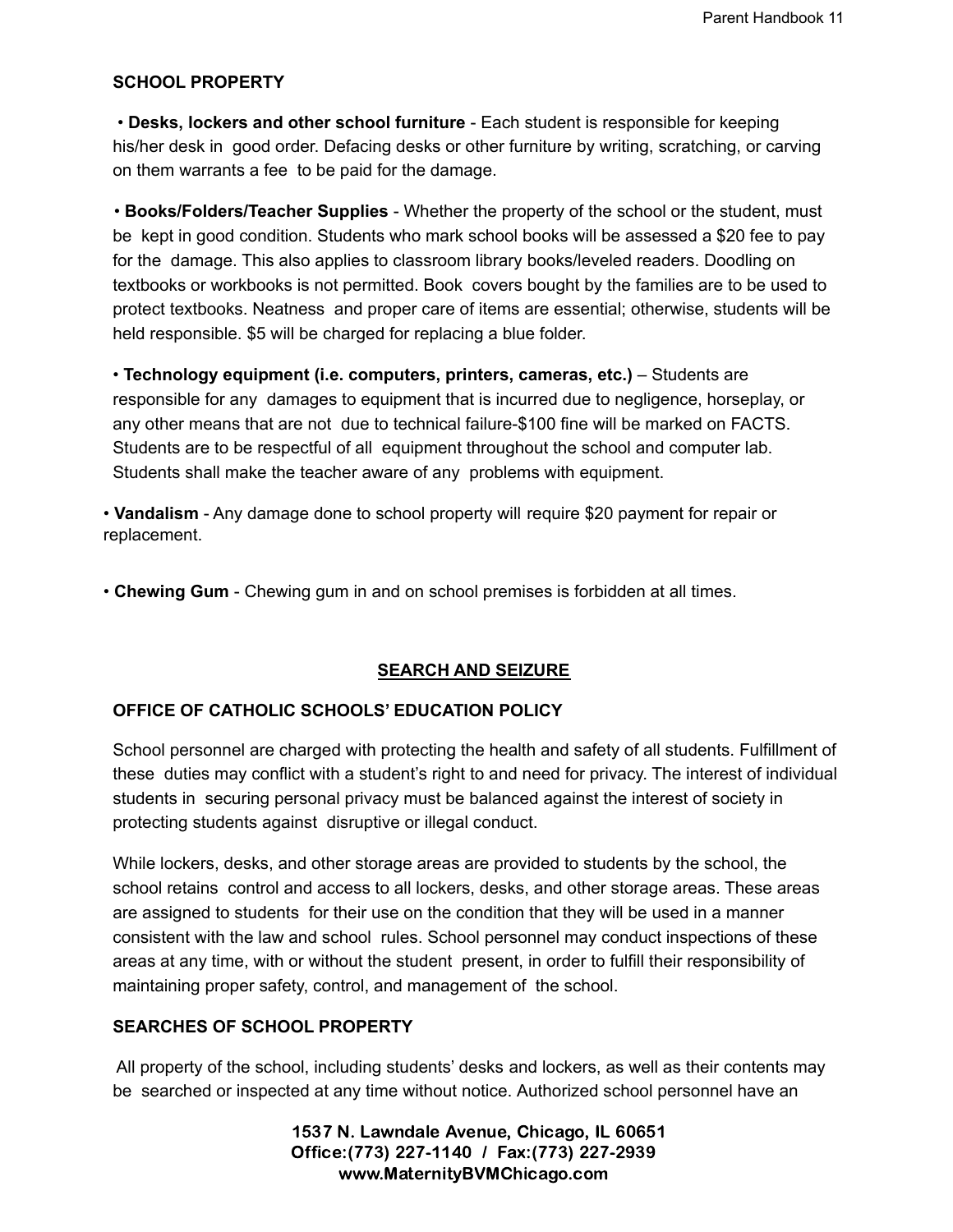## SCHOOL PROPERTY

- **Desks, lockers and other school furniture** - Each student is responsible for keeping his/her desk in good order. Defacing desks or other furniture by writing, scratching, or carving on them warrants a fee to be paid for the damage.

- **Books/Folders/Teacher Supplies** - Whether the property of the school or the student, must be kept in good condition. Students who mark school books will be assessed a $20 fee to pay for the damage. This also applies to classroom library books/leveled readers. Doodling on textbooks or workbooks is not permitted. Book covers bought by the families are to be used to protect textbooks. Neatness and proper care of items are essential; otherwise, students will be held responsible. $5 will be charged for replacing a blue folder.

- **Technology equipment (i.e. computers, printers, cameras, etc.)** – Students are responsible for any damages to equipment that is incurred due to negligence, horseplay, or any other means that are not due to technical failure-$100 fine will be marked on FACTS. Students are to be respectful of all equipment throughout the school and computer lab. Students shall make the teacher aware of any problems with equipment.

- **Vandalism** - Any damage done to school property will require $20 payment for repair or replacement.

- **Chewing Gum** - Chewing gum in and on school premises is forbidden at all times.

## SEARCH AND SEIZURE

### OFFICE OF CATHOLIC SCHOOLS' EDUCATION POLICY

School personnel are charged with protecting the health and safety of all students. Fulfillment of these duties may conflict with a student's right to and need for privacy. The interest of individual students in securing personal privacy must be balanced against the interest of society in protecting students against disruptive or illegal conduct.

While lockers, desks, and other storage areas are provided to students by the school, the school retains control and access to all lockers, desks, and other storage areas. These areas are assigned to students for their use on the condition that they will be used in a manner consistent with the law and school rules. School personnel may conduct inspections of these areas at any time, with or without the student present, in order to fulfill their responsibility of maintaining proper safety, control, and management of the school.

### SEARCHES OF SCHOOL PROPERTY

All property of the school, including students' desks and lockers, as well as their contents may be searched or inspected at any time without notice. Authorized school personnel have an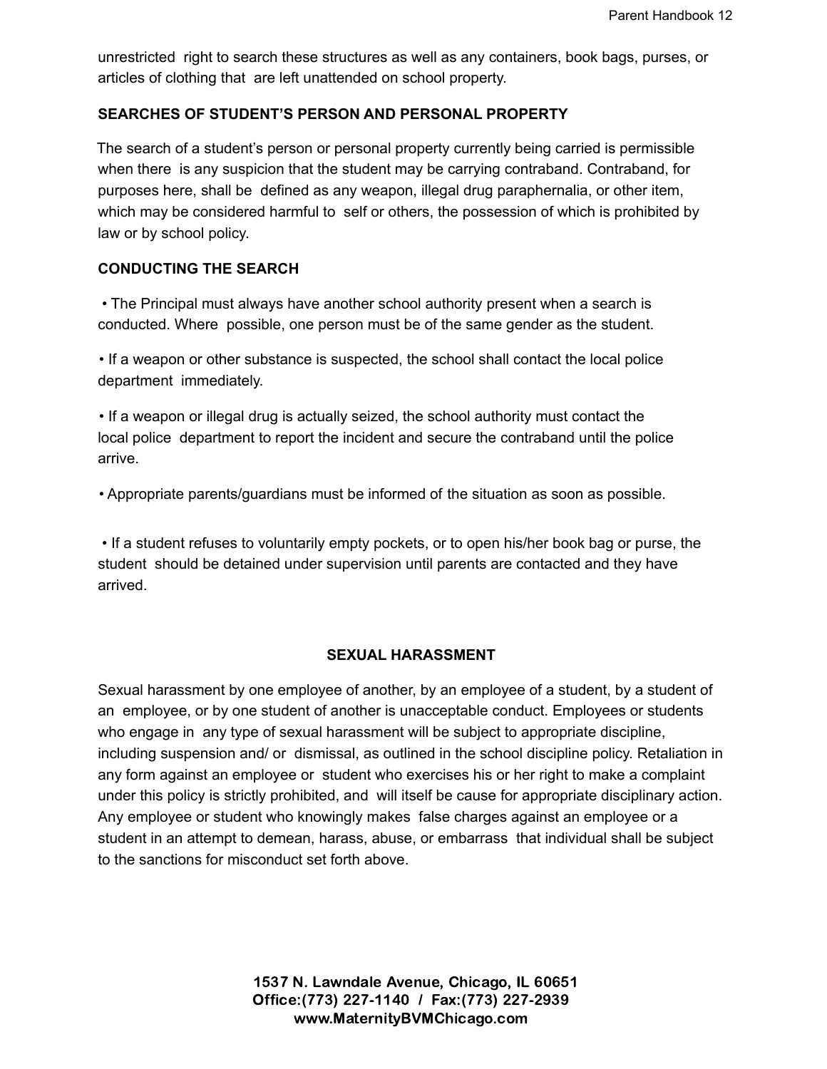unrestricted right to search these structures as well as any containers, book bags, purses, or articles of clothing that are left unattended on school property.

**SEARCHES OF STUDENT'S PERSON AND PERSONAL PROPERTY**

The search of a student's person or personal property currently being carried is permissible when there is any suspicion that the student may be carrying contraband. Contraband, for purposes here, shall be defined as any weapon, illegal drug paraphernalia, or other item, which may be considered harmful to self or others, the possession of which is prohibited by law or by school policy.

**CONDUCTING THE SEARCH**

- The Principal must always have another school authority present when a search is conducted. Where possible, one person must be of the same gender as the student.
- If a weapon or other substance is suspected, the school shall contact the local police department immediately.
- If a weapon or illegal drug is actually seized, the school authority must contact the local police department to report the incident and secure the contraband until the police arrive.
- Appropriate parents/guardians must be informed of the situation as soon as possible.
- If a student refuses to voluntarily empty pockets, or to open his/her book bag or purse, the student should be detained under supervision until parents are contacted and they have arrived.

## SEXUAL HARASSMENT

Sexual harassment by one employee of another, by an employee of a student, by a student of an employee, or by one student of another is unacceptable conduct. Employees or students who engage in any type of sexual harassment will be subject to appropriate discipline, including suspension and/ or dismissal, as outlined in the school discipline policy. Retaliation in any form against an employee or student who exercises his or her right to make a complaint under this policy is strictly prohibited, and will itself be cause for appropriate disciplinary action. Any employee or student who knowingly makes false charges against an employee or a student in an attempt to demean, harass, abuse, or embarrass that individual shall be subject to the sanctions for misconduct set forth above.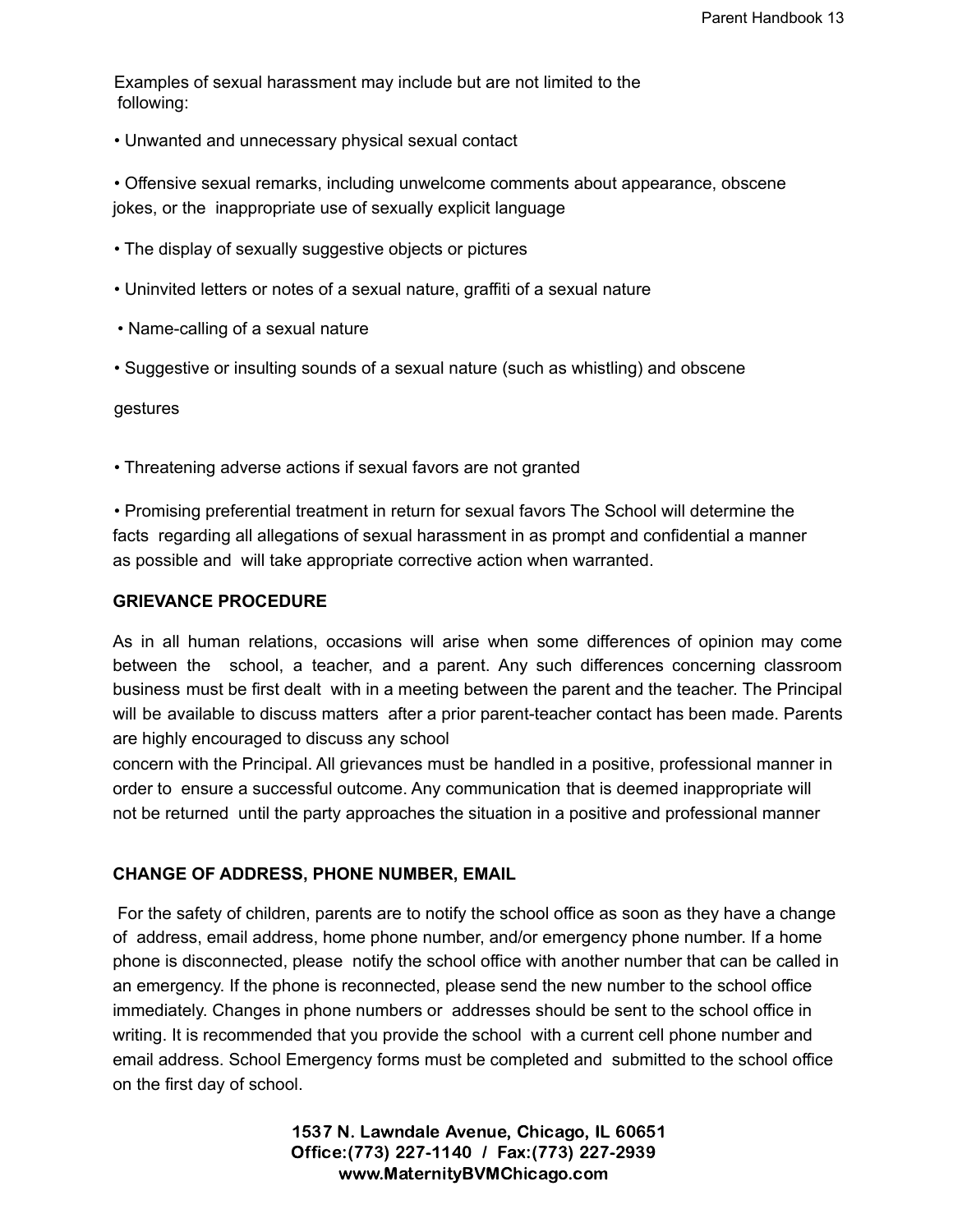Examples of sexual harassment may include but are not limited to the following:

- Unwanted and unnecessary physical sexual contact
- Offensive sexual remarks, including unwelcome comments about appearance, obscene jokes, or the inappropriate use of sexually explicit language
- The display of sexually suggestive objects or pictures
- Uninvited letters or notes of a sexual nature, graffiti of a sexual nature
- Name-calling of a sexual nature
- Suggestive or insulting sounds of a sexual nature (such as whistling) and obscene gestures
- Threatening adverse actions if sexual favors are not granted
- Promising preferential treatment in return for sexual favors The School will determine the facts regarding all allegations of sexual harassment in as prompt and confidential a manner as possible and will take appropriate corrective action when warranted.

**GRIEVANCE PROCEDURE**

As in all human relations, occasions will arise when some differences of opinion may come between the school, a teacher, and a parent. Any such differences concerning classroom business must be first dealt with in a meeting between the parent and the teacher. The Principal will be available to discuss matters after a prior parent-teacher contact has been made. Parents are highly encouraged to discuss any school concern with the Principal. All grievances must be handled in a positive, professional manner in order to ensure a successful outcome. Any communication that is deemed inappropriate will not be returned until the party approaches the situation in a positive and professional manner

**CHANGE OF ADDRESS, PHONE NUMBER, EMAIL**

For the safety of children, parents are to notify the school office as soon as they have a change of address, email address, home phone number, and/or emergency phone number. If a home phone is disconnected, please notify the school office with another number that can be called in an emergency. If the phone is reconnected, please send the new number to the school office immediately. Changes in phone numbers or addresses should be sent to the school office in writing. It is recommended that you provide the school with a current cell phone number and email address. School Emergency forms must be completed and submitted to the school office on the first day of school.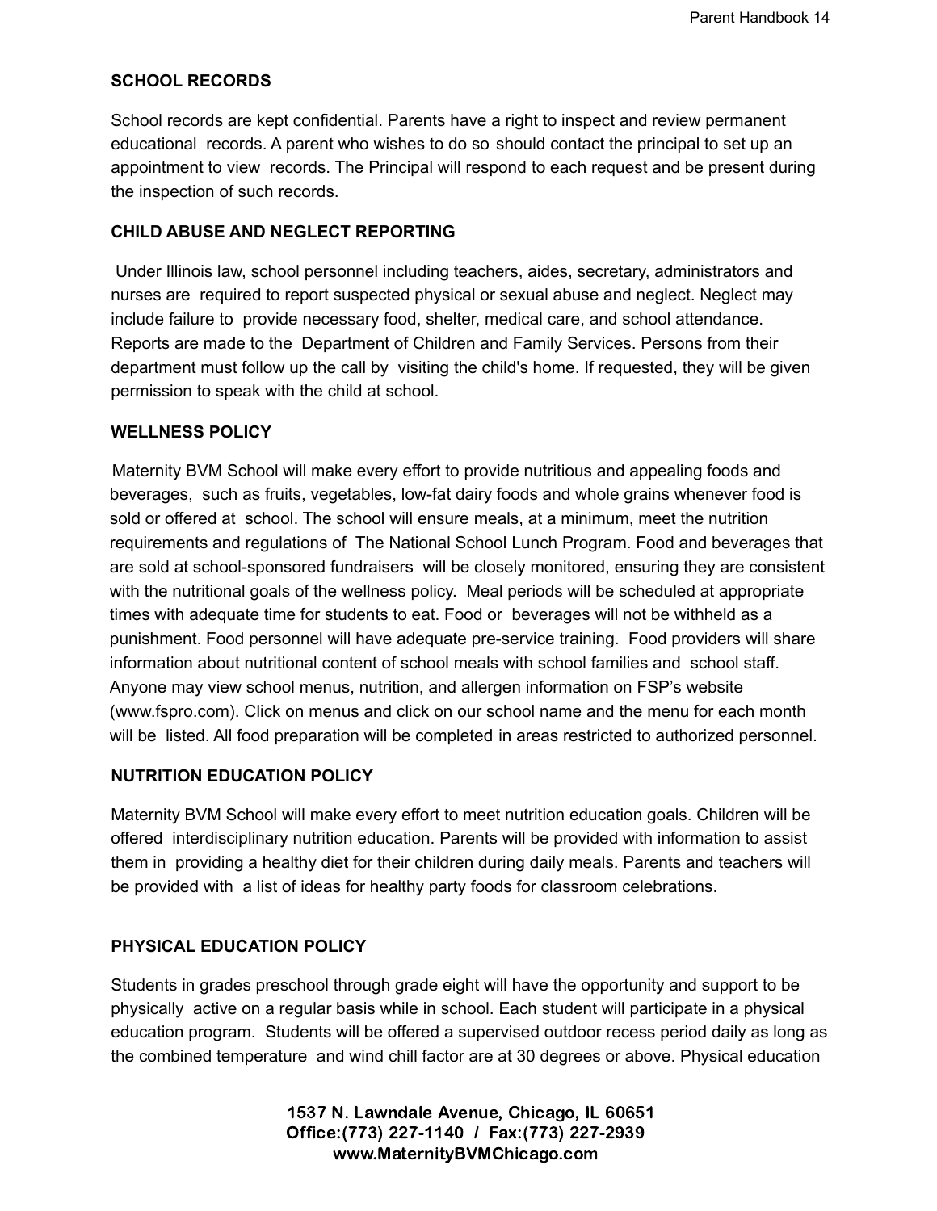## SCHOOL RECORDS

School records are kept confidential. Parents have a right to inspect and review permanent educational records. A parent who wishes to do so should contact the principal to set up an appointment to view records. The Principal will respond to each request and be present during the inspection of such records.

## CHILD ABUSE AND NEGLECT REPORTING

Under Illinois law, school personnel including teachers, aides, secretary, administrators and nurses are required to report suspected physical or sexual abuse and neglect. Neglect may include failure to provide necessary food, shelter, medical care, and school attendance. Reports are made to the Department of Children and Family Services. Persons from their department must follow up the call by visiting the child's home. If requested, they will be given permission to speak with the child at school.

## WELLNESS POLICY

Maternity BVM School will make every effort to provide nutritious and appealing foods and beverages, such as fruits, vegetables, low-fat dairy foods and whole grains whenever food is sold or offered at school. The school will ensure meals, at a minimum, meet the nutrition requirements and regulations of The National School Lunch Program. Food and beverages that are sold at school-sponsored fundraisers will be closely monitored, ensuring they are consistent with the nutritional goals of the wellness policy. Meal periods will be scheduled at appropriate times with adequate time for students to eat. Food or beverages will not be withheld as a punishment. Food personnel will have adequate pre-service training. Food providers will share information about nutritional content of school meals with school families and school staff. Anyone may view school menus, nutrition, and allergen information on FSP's website (www.fspro.com). Click on menus and click on our school name and the menu for each month will be listed. All food preparation will be completed in areas restricted to authorized personnel.

## NUTRITION EDUCATION POLICY

Maternity BVM School will make every effort to meet nutrition education goals. Children will be offered interdisciplinary nutrition education. Parents will be provided with information to assist them in providing a healthy diet for their children during daily meals. Parents and teachers will be provided with a list of ideas for healthy party foods for classroom celebrations.

## PHYSICAL EDUCATION POLICY

Students in grades preschool through grade eight will have the opportunity and support to be physically active on a regular basis while in school. Each student will participate in a physical education program. Students will be offered a supervised outdoor recess period daily as long as the combined temperature and wind chill factor are at 30 degrees or above. Physical education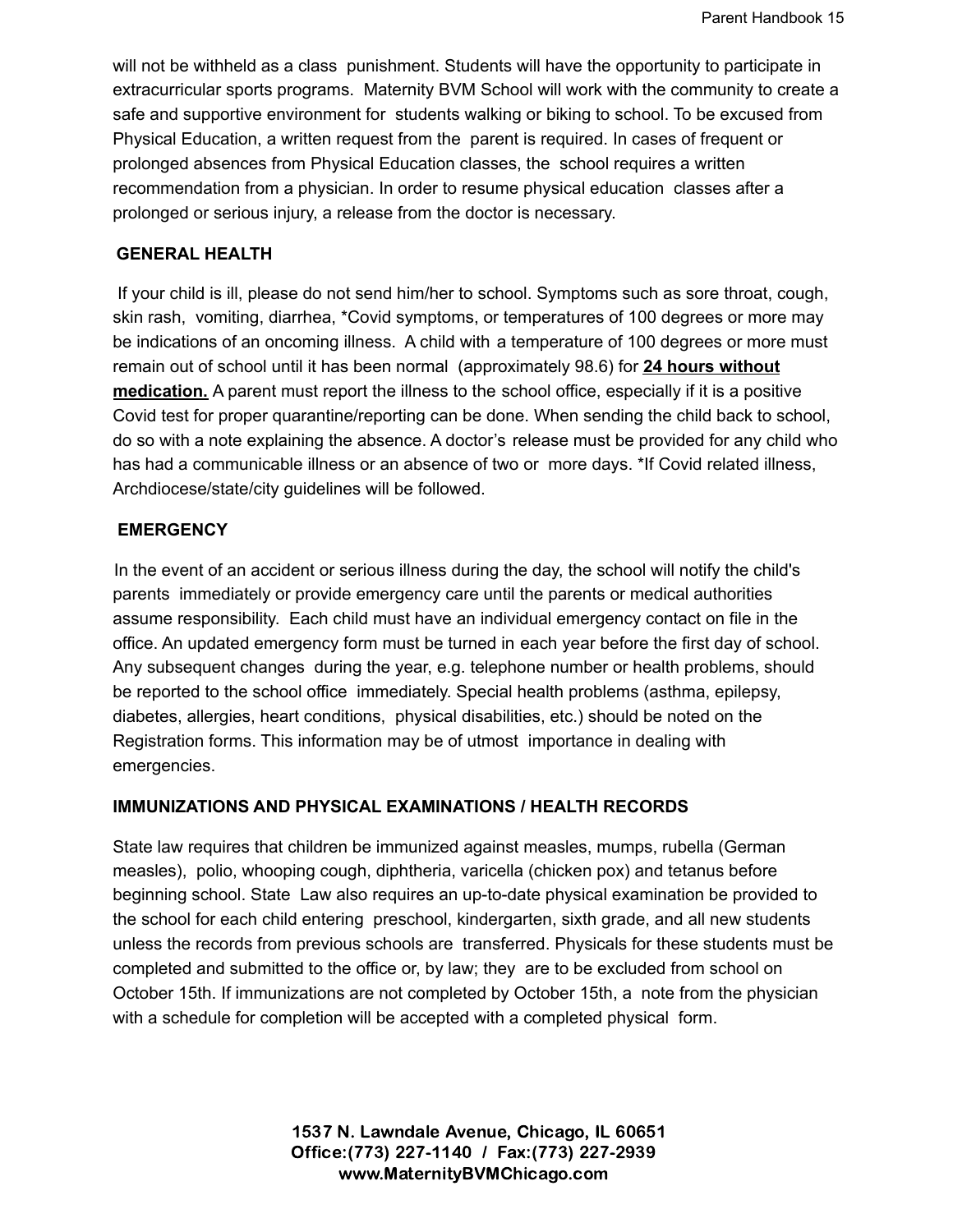will not be withheld as a class punishment. Students will have the opportunity to participate in extracurricular sports programs. Maternity BVM School will work with the community to create a safe and supportive environment for students walking or biking to school. To be excused from Physical Education, a written request from the parent is required. In cases of frequent or prolonged absences from Physical Education classes, the school requires a written recommendation from a physician. In order to resume physical education classes after a prolonged or serious injury, a release from the doctor is necessary.

## GENERAL HEALTH

If your child is ill, please do not send him/her to school. Symptoms such as sore throat, cough, skin rash, vomiting, diarrhea, *Covid symptoms, or temperatures of 100 degrees or more may be indications of an oncoming illness. A child with a temperature of 100 degrees or more must remain out of school until it has been normal (approximately 98.6) for **24 hours without medication.** A parent must report the illness to the school office, especially if it is a positive Covid test for proper quarantine/reporting can be done. When sending the child back to school, do so with a note explaining the absence. A doctor's release must be provided for any child who has had a communicable illness or an absence of two or more days. *If Covid related illness, Archdiocese/state/city guidelines will be followed.

## EMERGENCY

In the event of an accident or serious illness during the day, the school will notify the child's parents immediately or provide emergency care until the parents or medical authorities assume responsibility. Each child must have an individual emergency contact on file in the office. An updated emergency form must be turned in each year before the first day of school. Any subsequent changes during the year, e.g. telephone number or health problems, should be reported to the school office immediately. Special health problems (asthma, epilepsy, diabetes, allergies, heart conditions, physical disabilities, etc.) should be noted on the Registration forms. This information may be of utmost importance in dealing with emergencies.

## IMMUNIZATIONS AND PHYSICAL EXAMINATIONS / HEALTH RECORDS

State law requires that children be immunized against measles, mumps, rubella (German measles), polio, whooping cough, diphtheria, varicella (chicken pox) and tetanus before beginning school. State Law also requires an up-to-date physical examination be provided to the school for each child entering preschool, kindergarten, sixth grade, and all new students unless the records from previous schools are transferred. Physicals for these students must be completed and submitted to the office or, by law; they are to be excluded from school on October 15th. If immunizations are not completed by October 15th, a note from the physician with a schedule for completion will be accepted with a completed physical form.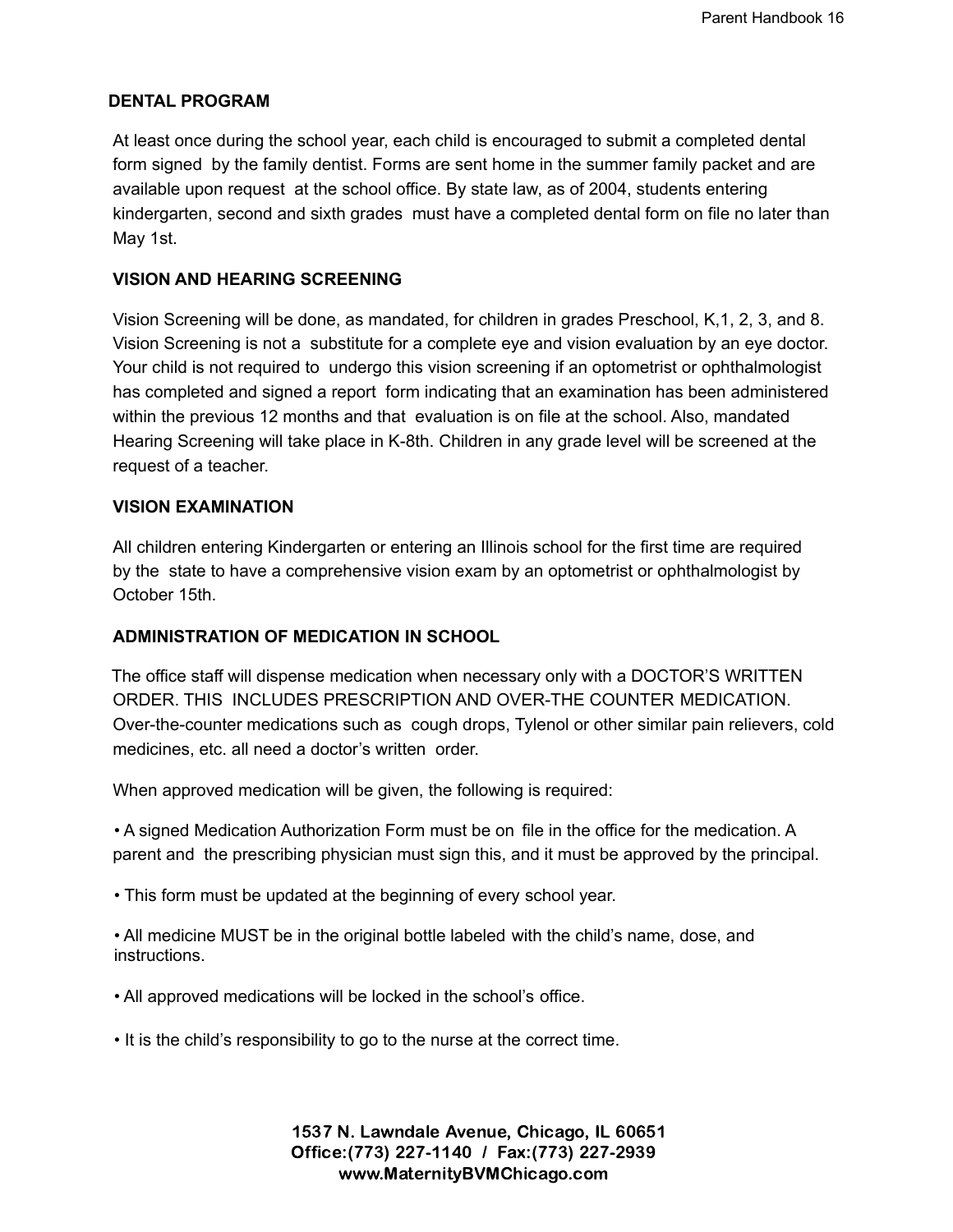## DENTAL PROGRAM

At least once during the school year, each child is encouraged to submit a completed dental form signed by the family dentist. Forms are sent home in the summer family packet and are available upon request at the school office. By state law, as of 2004, students entering kindergarten, second and sixth grades must have a completed dental form on file no later than May 1st.

## VISION AND HEARING SCREENING

Vision Screening will be done, as mandated, for children in grades Preschool, K,1, 2, 3, and 8. Vision Screening is not a substitute for a complete eye and vision evaluation by an eye doctor. Your child is not required to undergo this vision screening if an optometrist or ophthalmologist has completed and signed a report form indicating that an examination has been administered within the previous 12 months and that evaluation is on file at the school. Also, mandated Hearing Screening will take place in K-8th. Children in any grade level will be screened at the request of a teacher.

## VISION EXAMINATION

All children entering Kindergarten or entering an Illinois school for the first time are required by the state to have a comprehensive vision exam by an optometrist or ophthalmologist by October 15th.

## ADMINISTRATION OF MEDICATION IN SCHOOL

The office staff will dispense medication when necessary only with a DOCTOR'S WRITTEN ORDER. THIS INCLUDES PRESCRIPTION AND OVER-THE COUNTER MEDICATION. Over-the-counter medications such as cough drops, Tylenol or other similar pain relievers, cold medicines, etc. all need a doctor's written order.

When approved medication will be given, the following is required:

- A signed Medication Authorization Form must be on file in the office for the medication. A parent and the prescribing physician must sign this, and it must be approved by the principal.
- This form must be updated at the beginning of every school year.
- All medicine MUST be in the original bottle labeled with the child's name, dose, and instructions.
- All approved medications will be locked in the school's office.
- It is the child's responsibility to go to the nurse at the correct time.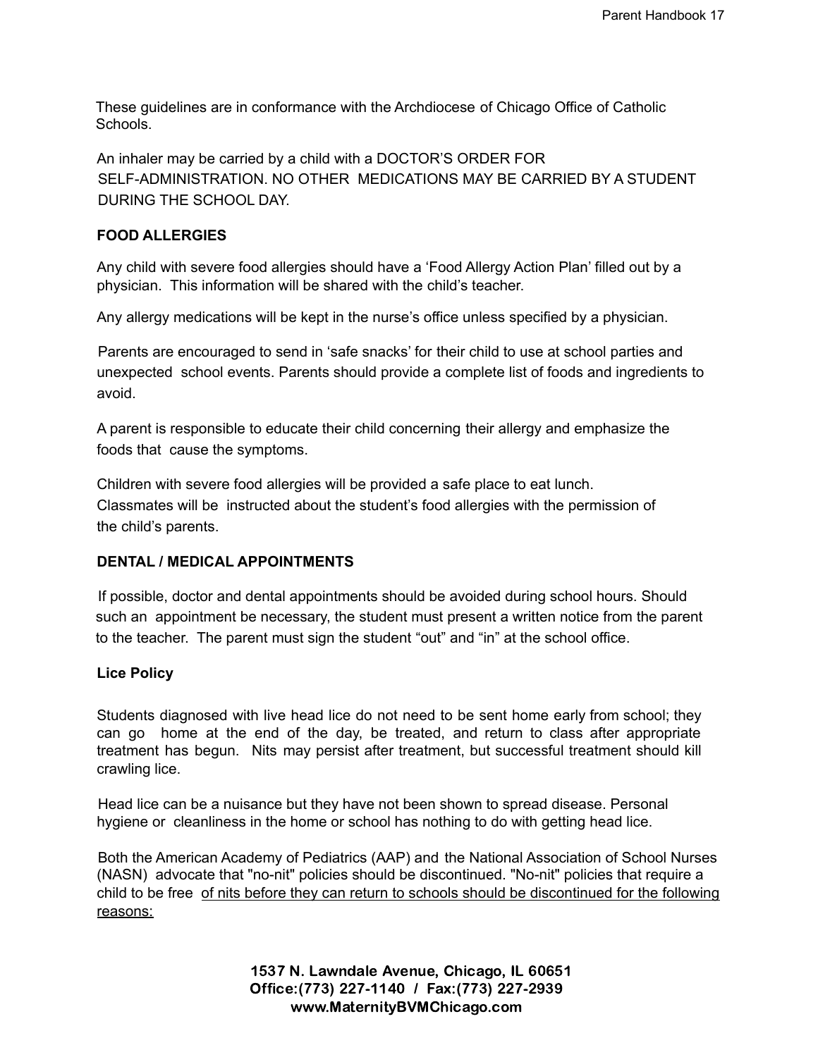These guidelines are in conformance with the Archdiocese of Chicago Office of Catholic Schools.

An inhaler may be carried by a child with a DOCTOR'S ORDER FOR SELF-ADMINISTRATION. NO OTHER MEDICATIONS MAY BE CARRIED BY A STUDENT DURING THE SCHOOL DAY.

**FOOD ALLERGIES**

Any child with severe food allergies should have a 'Food Allergy Action Plan' filled out by a physician. This information will be shared with the child's teacher.

Any allergy medications will be kept in the nurse's office unless specified by a physician.

Parents are encouraged to send in 'safe snacks' for their child to use at school parties and unexpected school events. Parents should provide a complete list of foods and ingredients to avoid.

A parent is responsible to educate their child concerning their allergy and emphasize the foods that cause the symptoms.

Children with severe food allergies will be provided a safe place to eat lunch. Classmates will be instructed about the student's food allergies with the permission of the child's parents.

**DENTAL / MEDICAL APPOINTMENTS**

If possible, doctor and dental appointments should be avoided during school hours. Should such an appointment be necessary, the student must present a written notice from the parent to the teacher. The parent must sign the student "out" and "in" at the school office.

**Lice Policy**

Students diagnosed with live head lice do not need to be sent home early from school; they can go home at the end of the day, be treated, and return to class after appropriate treatment has begun. Nits may persist after treatment, but successful treatment should kill crawling lice.

Head lice can be a nuisance but they have not been shown to spread disease. Personal hygiene or cleanliness in the home or school has nothing to do with getting head lice.

Both the American Academy of Pediatrics (AAP) and the National Association of School Nurses (NASN) advocate that "no-nit" policies should be discontinued. "No-nit" policies that require a child to be free of nits before they can return to schools should be discontinued for the following reasons:

1537 N. Lawndale Avenue, Chicago, IL 60651
Office:(773) 227-1140 / Fax:(773) 227-2939
www.MaternityBVMChicago.com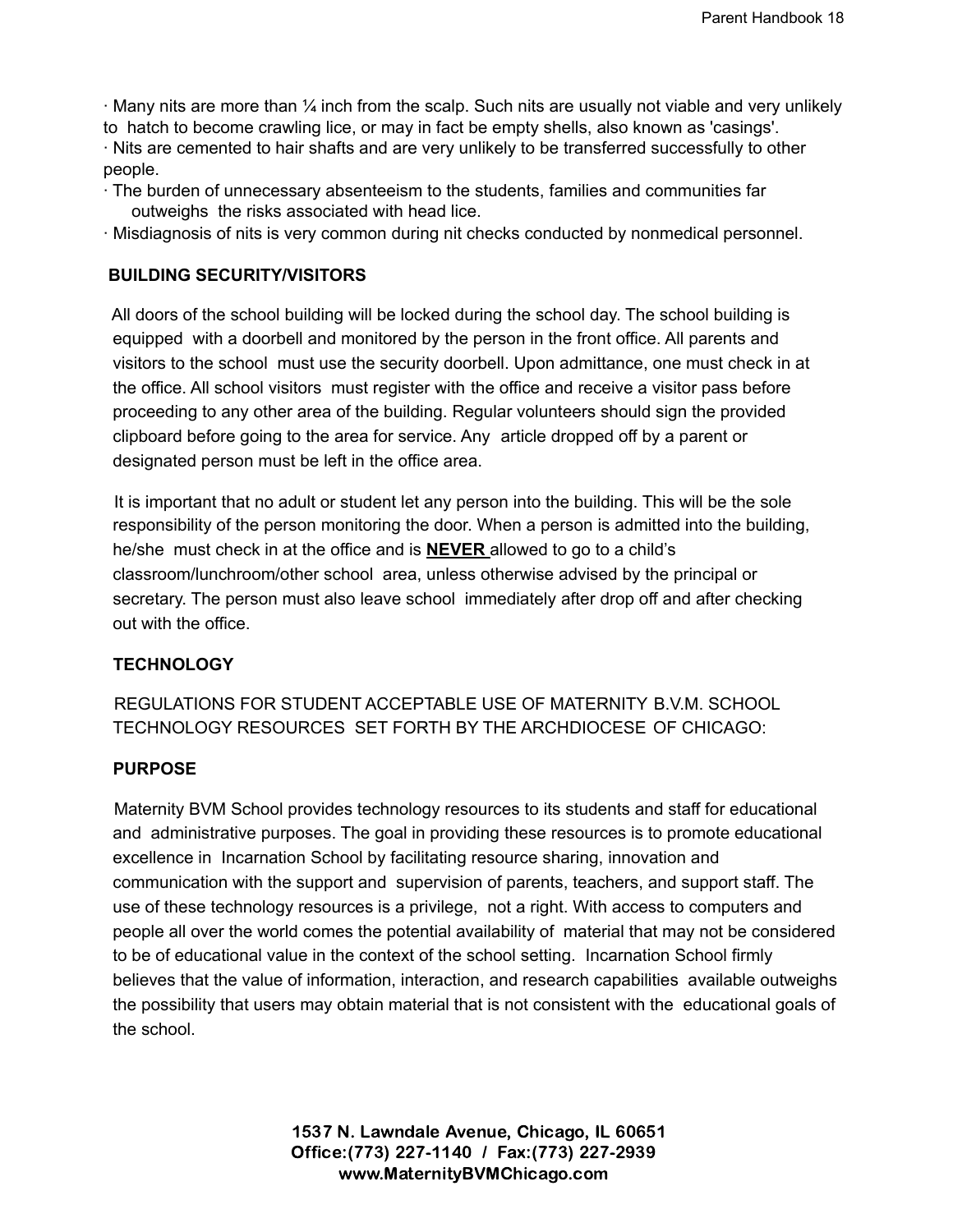· Many nits are more than ¼ inch from the scalp. Such nits are usually not viable and very unlikely to hatch to become crawling lice, or may in fact be empty shells, also known as 'casings'.

· Nits are cemented to hair shafts and are very unlikely to be transferred successfully to other people.

· The burden of unnecessary absenteeism to the students, families and communities far outweighs the risks associated with head lice.

· Misdiagnosis of nits is very common during nit checks conducted by nonmedical personnel.

**BUILDING SECURITY/VISITORS**

All doors of the school building will be locked during the school day. The school building is equipped with a doorbell and monitored by the person in the front office. All parents and visitors to the school must use the security doorbell. Upon admittance, one must check in at the office. All school visitors must register with the office and receive a visitor pass before proceeding to any other area of the building. Regular volunteers should sign the provided clipboard before going to the area for service. Any article dropped off by a parent or designated person must be left in the office area.

It is important that no adult or student let any person into the building. This will be the sole responsibility of the person monitoring the door. When a person is admitted into the building, he/she must check in at the office and is <u>**NEVER**</u> allowed to go to a child's classroom/lunchroom/other school area, unless otherwise advised by the principal or secretary. The person must also leave school immediately after drop off and after checking out with the office.

**TECHNOLOGY**

REGULATIONS FOR STUDENT ACCEPTABLE USE OF MATERNITY B.V.M. SCHOOL TECHNOLOGY RESOURCES SET FORTH BY THE ARCHDIOCESE OF CHICAGO:

**PURPOSE**

Maternity BVM School provides technology resources to its students and staff for educational and administrative purposes. The goal in providing these resources is to promote educational excellence in Incarnation School by facilitating resource sharing, innovation and communication with the support and supervision of parents, teachers, and support staff. The use of these technology resources is a privilege, not a right. With access to computers and people all over the world comes the potential availability of material that may not be considered to be of educational value in the context of the school setting. Incarnation School firmly believes that the value of information, interaction, and research capabilities available outweighs the possibility that users may obtain material that is not consistent with the educational goals of the school.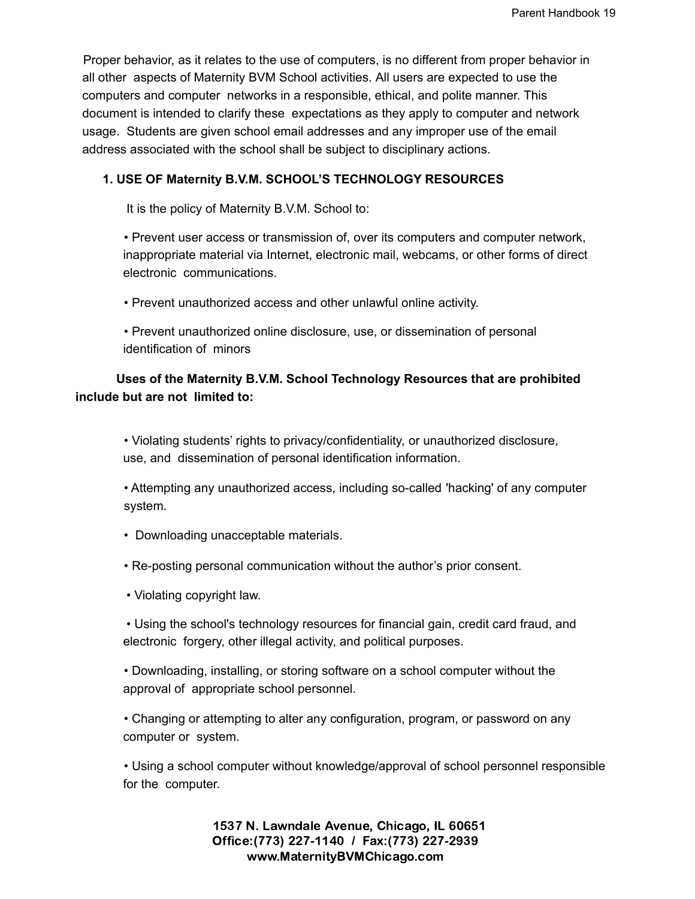Proper behavior, as it relates to the use of computers, is no different from proper behavior in all other aspects of Maternity BVM School activities. All users are expected to use the computers and computer networks in a responsible, ethical, and polite manner. This document is intended to clarify these expectations as they apply to computer and network usage. Students are given school email addresses and any improper use of the email address associated with the school shall be subject to disciplinary actions.

**1. USE OF Maternity B.V.M. SCHOOL'S TECHNOLOGY RESOURCES**

It is the policy of Maternity B.V.M. School to:

- Prevent user access or transmission of, over its computers and computer network, inappropriate material via Internet, electronic mail, webcams, or other forms of direct electronic communications.
- Prevent unauthorized access and other unlawful online activity.
- Prevent unauthorized online disclosure, use, or dissemination of personal identification of minors

**Uses of the Maternity B.V.M. School Technology Resources that are prohibited include but are not limited to:**

- Violating students' rights to privacy/confidentiality, or unauthorized disclosure, use, and dissemination of personal identification information.
- Attempting any unauthorized access, including so-called 'hacking' of any computer system.
- Downloading unacceptable materials.
- Re-posting personal communication without the author's prior consent.
- Violating copyright law.
- Using the school's technology resources for financial gain, credit card fraud, and electronic forgery, other illegal activity, and political purposes.
- Downloading, installing, or storing software on a school computer without the approval of appropriate school personnel.
- Changing or attempting to alter any configuration, program, or password on any computer or system.
- Using a school computer without knowledge/approval of school personnel responsible for the computer.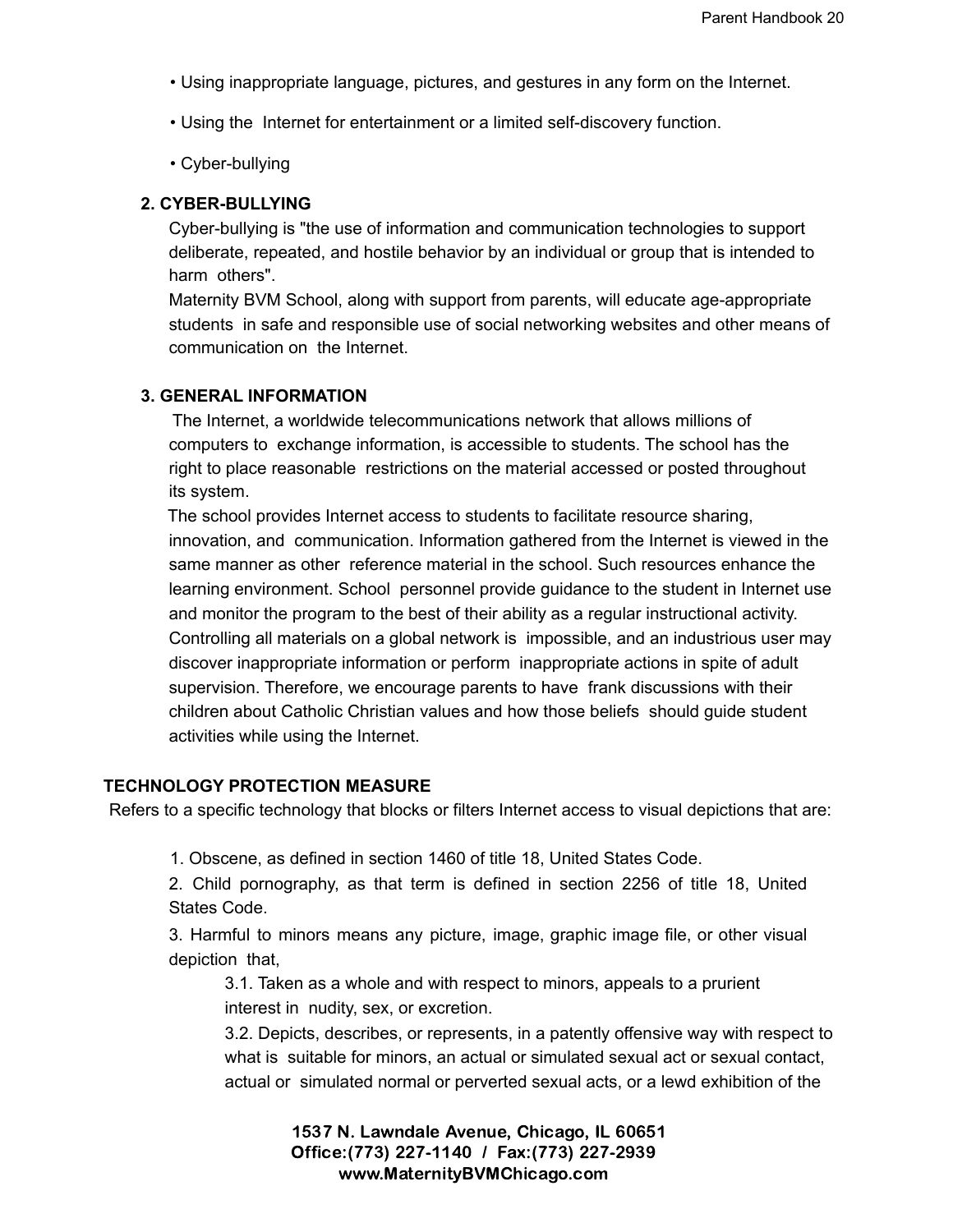- Using inappropriate language, pictures, and gestures in any form on the Internet.
- Using the Internet for entertainment or a limited self-discovery function.
- Cyber-bullying

**2. CYBER-BULLYING**

Cyber-bullying is "the use of information and communication technologies to support deliberate, repeated, and hostile behavior by an individual or group that is intended to harm others".

Maternity BVM School, along with support from parents, will educate age-appropriate students in safe and responsible use of social networking websites and other means of communication on the Internet.

**3. GENERAL INFORMATION**

The Internet, a worldwide telecommunications network that allows millions of computers to exchange information, is accessible to students. The school has the right to place reasonable restrictions on the material accessed or posted throughout its system.

The school provides Internet access to students to facilitate resource sharing, innovation, and communication. Information gathered from the Internet is viewed in the same manner as other reference material in the school. Such resources enhance the learning environment. School personnel provide guidance to the student in Internet use and monitor the program to the best of their ability as a regular instructional activity. Controlling all materials on a global network is impossible, and an industrious user may discover inappropriate information or perform inappropriate actions in spite of adult supervision. Therefore, we encourage parents to have frank discussions with their children about Catholic Christian values and how those beliefs should guide student activities while using the Internet.

**TECHNOLOGY PROTECTION MEASURE**

Refers to a specific technology that blocks or filters Internet access to visual depictions that are:

1. Obscene, as defined in section 1460 of title 18, United States Code.
2. Child pornography, as that term is defined in section 2256 of title 18, United States Code.
3. Harmful to minors means any picture, image, graphic image file, or other visual depiction that,
   - 3.1. Taken as a whole and with respect to minors, appeals to a prurient interest in nudity, sex, or excretion.
   - 3.2. Depicts, describes, or represents, in a patently offensive way with respect to what is suitable for minors, an actual or simulated sexual act or sexual contact, actual or simulated normal or perverted sexual acts, or a lewd exhibition of the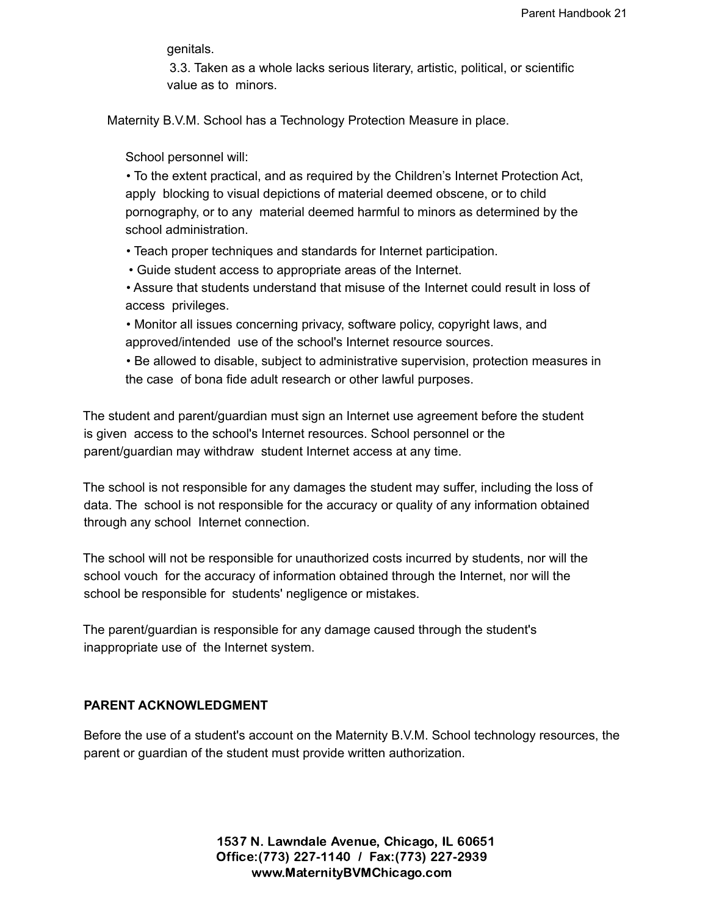genitals.

3.3. Taken as a whole lacks serious literary, artistic, political, or scientific value as to minors.

Maternity B.V.M. School has a Technology Protection Measure in place.

School personnel will:

- To the extent practical, and as required by the Children's Internet Protection Act, apply blocking to visual depictions of material deemed obscene, or to child pornography, or to any material deemed harmful to minors as determined by the school administration.
- Teach proper techniques and standards for Internet participation.
- Guide student access to appropriate areas of the Internet.
- Assure that students understand that misuse of the Internet could result in loss of access privileges.
- Monitor all issues concerning privacy, software policy, copyright laws, and approved/intended use of the school's Internet resource sources.
- Be allowed to disable, subject to administrative supervision, protection measures in the case of bona fide adult research or other lawful purposes.

The student and parent/guardian must sign an Internet use agreement before the student is given access to the school's Internet resources. School personnel or the parent/guardian may withdraw student Internet access at any time.

The school is not responsible for any damages the student may suffer, including the loss of data. The school is not responsible for the accuracy or quality of any information obtained through any school Internet connection.

The school will not be responsible for unauthorized costs incurred by students, nor will the school vouch for the accuracy of information obtained through the Internet, nor will the school be responsible for students' negligence or mistakes.

The parent/guardian is responsible for any damage caused through the student's inappropriate use of the Internet system.

**PARENT ACKNOWLEDGMENT**

Before the use of a student's account on the Maternity B.V.M. School technology resources, the parent or guardian of the student must provide written authorization.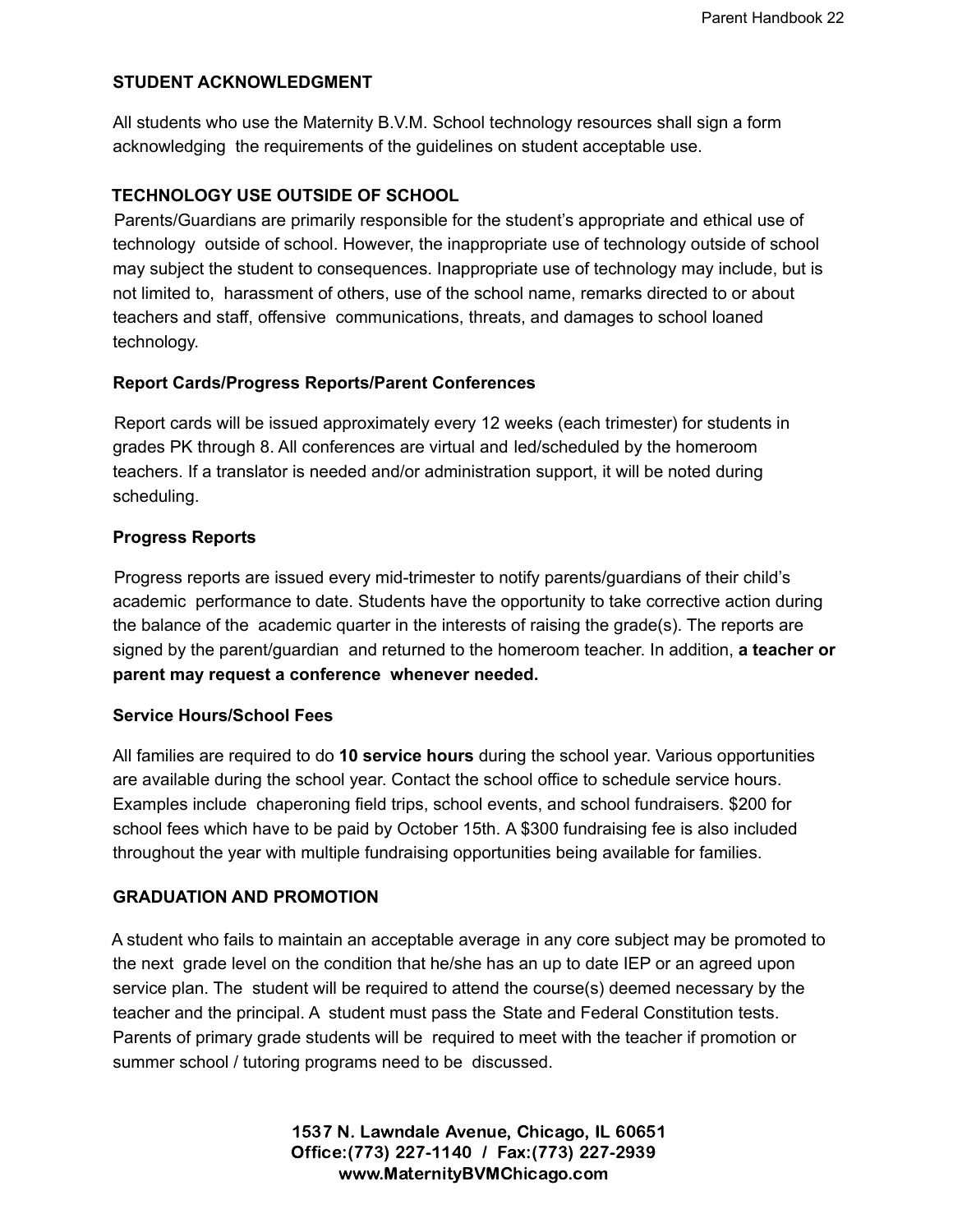## STUDENT ACKNOWLEDGMENT

All students who use the Maternity B.V.M. School technology resources shall sign a form acknowledging the requirements of the guidelines on student acceptable use.

## TECHNOLOGY USE OUTSIDE OF SCHOOL

Parents/Guardians are primarily responsible for the student's appropriate and ethical use of technology outside of school. However, the inappropriate use of technology outside of school may subject the student to consequences. Inappropriate use of technology may include, but is not limited to, harassment of others, use of the school name, remarks directed to or about teachers and staff, offensive communications, threats, and damages to school loaned technology.

### Report Cards/Progress Reports/Parent Conferences

Report cards will be issued approximately every 12 weeks (each trimester) for students in grades PK through 8. All conferences are virtual and led/scheduled by the homeroom teachers. If a translator is needed and/or administration support, it will be noted during scheduling.

### Progress Reports

Progress reports are issued every mid-trimester to notify parents/guardians of their child's academic performance to date. Students have the opportunity to take corrective action during the balance of the academic quarter in the interests of raising the grade(s). The reports are signed by the parent/guardian and returned to the homeroom teacher. In addition, **a teacher or parent may request a conference whenever needed.**

### Service Hours/School Fees

All families are required to do **10 service hours** during the school year. Various opportunities are available during the school year. Contact the school office to schedule service hours. Examples include chaperoning field trips, school events, and school fundraisers. $200 for school fees which have to be paid by October 15th. A $300 fundraising fee is also included throughout the year with multiple fundraising opportunities being available for families.

## GRADUATION AND PROMOTION

A student who fails to maintain an acceptable average in any core subject may be promoted to the next grade level on the condition that he/she has an up to date IEP or an agreed upon service plan. The student will be required to attend the course(s) deemed necessary by the teacher and the principal. A student must pass the State and Federal Constitution tests. Parents of primary grade students will be required to meet with the teacher if promotion or summer school / tutoring programs need to be discussed.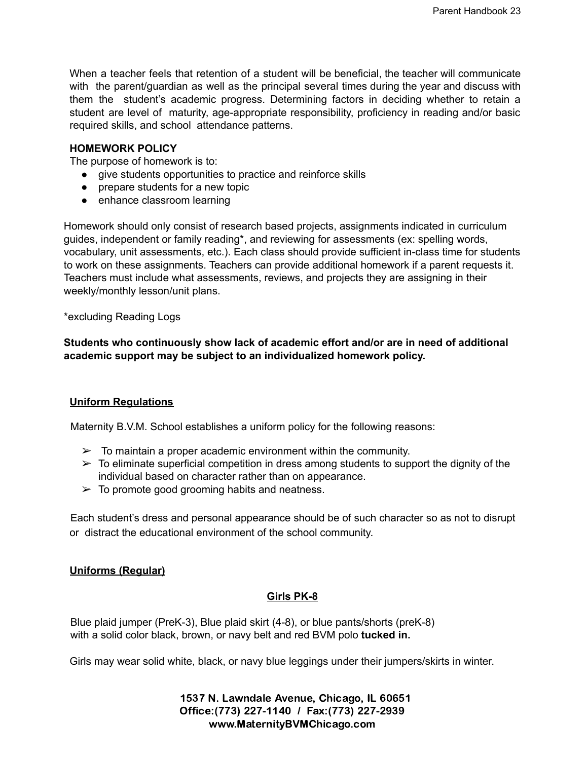When a teacher feels that retention of a student will be beneficial, the teacher will communicate with the parent/guardian as well as the principal several times during the year and discuss with them the student's academic progress. Determining factors in deciding whether to retain a student are level of maturity, age-appropriate responsibility, proficiency in reading and/or basic required skills, and school attendance patterns.

**HOMEWORK POLICY**

The purpose of homework is to:

- give students opportunities to practice and reinforce skills
- prepare students for a new topic
- enhance classroom learning

Homework should only consist of research based projects, assignments indicated in curriculum guides, independent or family reading*, and reviewing for assessments (ex: spelling words, vocabulary, unit assessments, etc.). Each class should provide sufficient in-class time for students to work on these assignments. Teachers can provide additional homework if a parent requests it. Teachers must include what assessments, reviews, and projects they are assigning in their weekly/monthly lesson/unit plans.

*excluding Reading Logs

**Students who continuously show lack of academic effort and/or are in need of additional academic support may be subject to an individualized homework policy.**

## Uniform Regulations

Maternity B.V.M. School establishes a uniform policy for the following reasons:

- To maintain a proper academic environment within the community.
- To eliminate superficial competition in dress among students to support the dignity of the individual based on character rather than on appearance.
- To promote good grooming habits and neatness.

Each student's dress and personal appearance should be of such character so as not to disrupt or distract the educational environment of the school community.

## Uniforms (Regular)

### Girls PK-8

Blue plaid jumper (PreK-3), Blue plaid skirt (4-8), or blue pants/shorts (preK-8) with a solid color black, brown, or navy belt and red BVM polo **tucked in.**

Girls may wear solid white, black, or navy blue leggings under their jumpers/skirts in winter.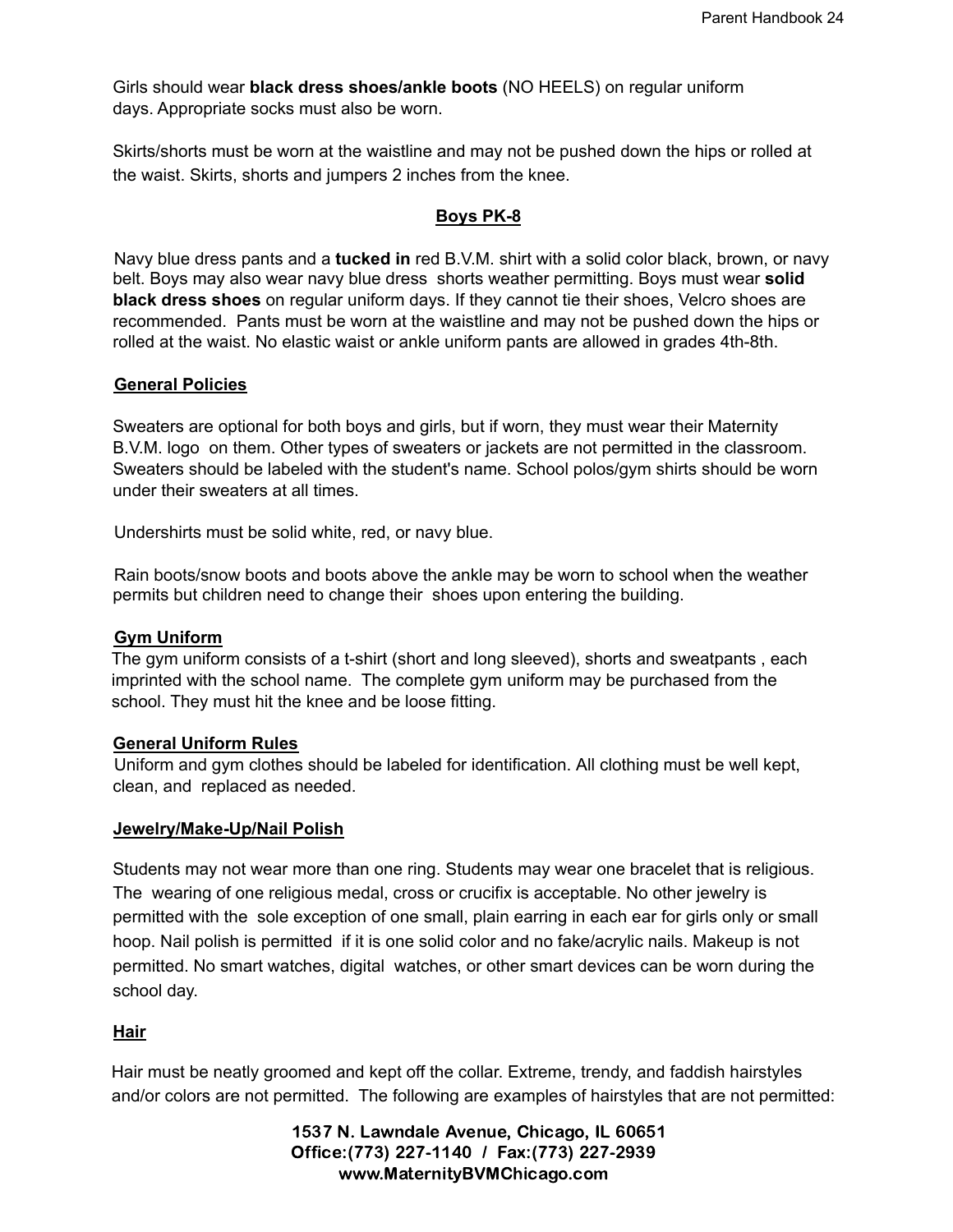Girls should wear **black dress shoes/ankle boots** (NO HEELS) on regular uniform days. Appropriate socks must also be worn.

Skirts/shorts must be worn at the waistline and may not be pushed down the hips or rolled at the waist. Skirts, shorts and jumpers 2 inches from the knee.

## Boys PK-8

Navy blue dress pants and a **tucked in** red B.V.M. shirt with a solid color black, brown, or navy belt. Boys may also wear navy blue dress shorts weather permitting. Boys must wear **solid black dress shoes** on regular uniform days. If they cannot tie their shoes, Velcro shoes are recommended. Pants must be worn at the waistline and may not be pushed down the hips or rolled at the waist. No elastic waist or ankle uniform pants are allowed in grades 4th-8th.

## General Policies

Sweaters are optional for both boys and girls, but if worn, they must wear their Maternity B.V.M. logo on them. Other types of sweaters or jackets are not permitted in the classroom. Sweaters should be labeled with the student's name. School polos/gym shirts should be worn under their sweaters at all times.

Undershirts must be solid white, red, or navy blue.

Rain boots/snow boots and boots above the ankle may be worn to school when the weather permits but children need to change their shoes upon entering the building.

## Gym Uniform

The gym uniform consists of a t-shirt (short and long sleeved), shorts and sweatpants , each imprinted with the school name. The complete gym uniform may be purchased from the school. They must hit the knee and be loose fitting.

## General Uniform Rules

Uniform and gym clothes should be labeled for identification. All clothing must be well kept, clean, and replaced as needed.

## Jewelry/Make-Up/Nail Polish

Students may not wear more than one ring. Students may wear one bracelet that is religious. The wearing of one religious medal, cross or crucifix is acceptable. No other jewelry is permitted with the sole exception of one small, plain earring in each ear for girls only or small hoop. Nail polish is permitted if it is one solid color and no fake/acrylic nails. Makeup is not permitted. No smart watches, digital watches, or other smart devices can be worn during the school day.

## Hair

Hair must be neatly groomed and kept off the collar. Extreme, trendy, and faddish hairstyles and/or colors are not permitted. The following are examples of hairstyles that are not permitted: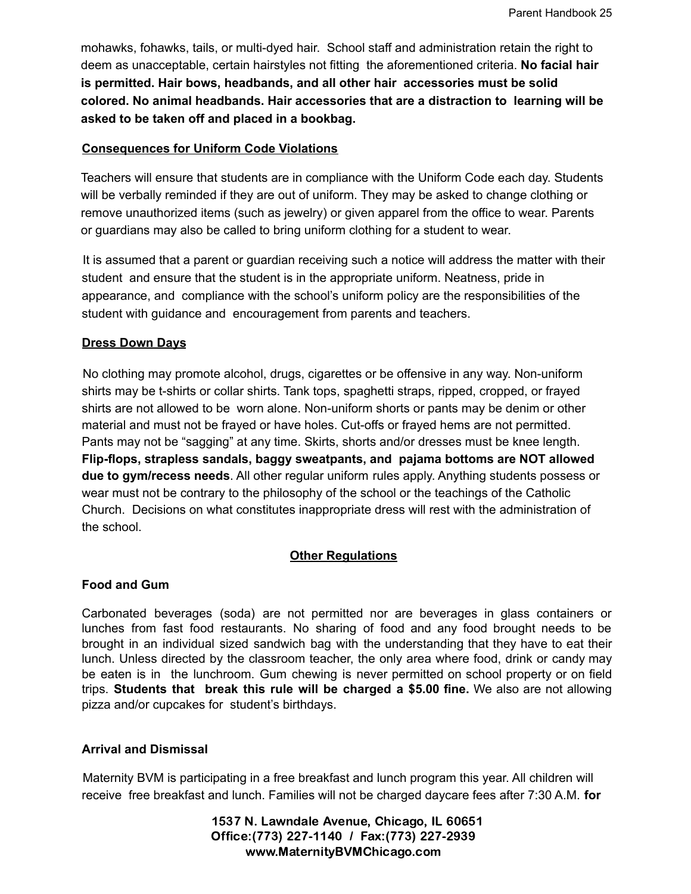mohawks, fohawks, tails, or multi-dyed hair. School staff and administration retain the right to deem as unacceptable, certain hairstyles not fitting the aforementioned criteria. **No facial hair is permitted. Hair bows, headbands, and all other hair accessories must be solid colored. No animal headbands. Hair accessories that are a distraction to learning will be asked to be taken off and placed in a bookbag.**

**Consequences for Uniform Code Violations**

Teachers will ensure that students are in compliance with the Uniform Code each day. Students will be verbally reminded if they are out of uniform. They may be asked to change clothing or remove unauthorized items (such as jewelry) or given apparel from the office to wear. Parents or guardians may also be called to bring uniform clothing for a student to wear.

It is assumed that a parent or guardian receiving such a notice will address the matter with their student and ensure that the student is in the appropriate uniform. Neatness, pride in appearance, and compliance with the school's uniform policy are the responsibilities of the student with guidance and encouragement from parents and teachers.

**Dress Down Days**

No clothing may promote alcohol, drugs, cigarettes or be offensive in any way. Non-uniform shirts may be t-shirts or collar shirts. Tank tops, spaghetti straps, ripped, cropped, or frayed shirts are not allowed to be worn alone. Non-uniform shorts or pants may be denim or other material and must not be frayed or have holes. Cut-offs or frayed hems are not permitted. Pants may not be "sagging" at any time. Skirts, shorts and/or dresses must be knee length. **Flip-flops, strapless sandals, baggy sweatpants, and pajama bottoms are NOT allowed due to gym/recess needs**. All other regular uniform rules apply. Anything students possess or wear must not be contrary to the philosophy of the school or the teachings of the Catholic Church. Decisions on what constitutes inappropriate dress will rest with the administration of the school.

## Other Regulations

### Food and Gum

Carbonated beverages (soda) are not permitted nor are beverages in glass containers or lunches from fast food restaurants. No sharing of food and any food brought needs to be brought in an individual sized sandwich bag with the understanding that they have to eat their lunch. Unless directed by the classroom teacher, the only area where food, drink or candy may be eaten is in the lunchroom. Gum chewing is never permitted on school property or on field trips. **Students that break this rule will be charged a $5.00 fine.** We also are not allowing pizza and/or cupcakes for student's birthdays.

### Arrival and Dismissal

Maternity BVM is participating in a free breakfast and lunch program this year. All children will receive free breakfast and lunch. Families will not be charged daycare fees after 7:30 A.M. **for**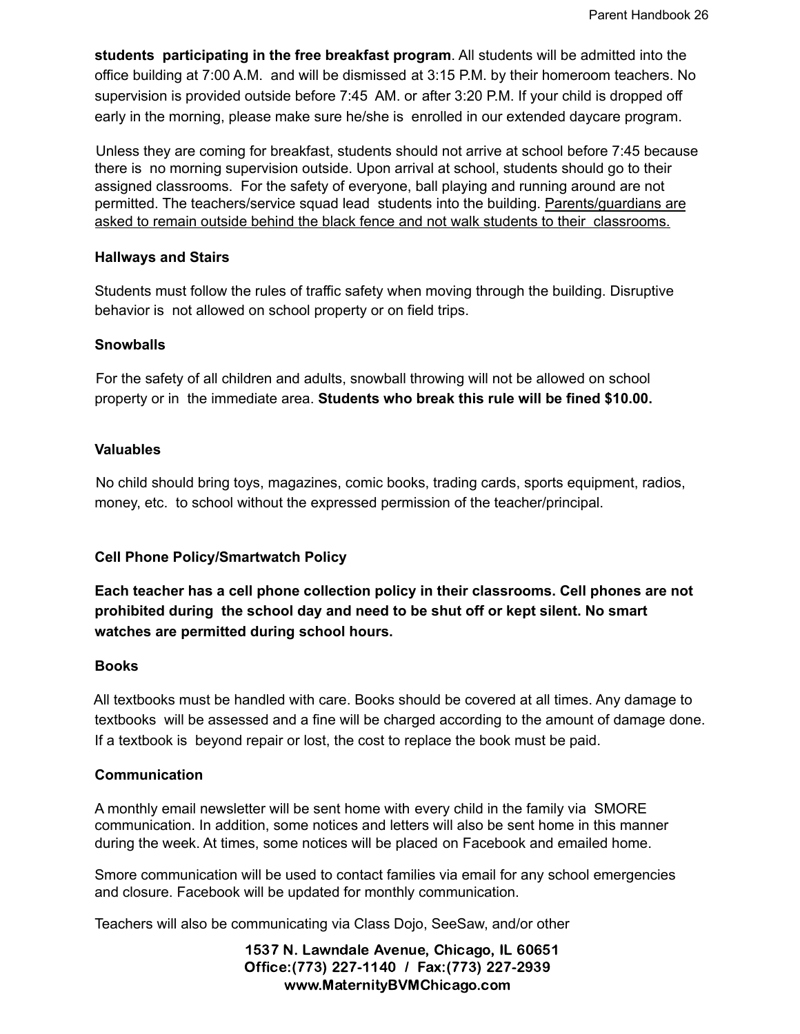**students participating in the free breakfast program**. All students will be admitted into the office building at 7:00 A.M. and will be dismissed at 3:15 P.M. by their homeroom teachers. No supervision is provided outside before 7:45 AM. or after 3:20 P.M. If your child is dropped off early in the morning, please make sure he/she is enrolled in our extended daycare program.

Unless they are coming for breakfast, students should not arrive at school before 7:45 because there is no morning supervision outside. Upon arrival at school, students should go to their assigned classrooms. For the safety of everyone, ball playing and running around are not permitted. The teachers/service squad lead students into the building. <u>Parents/guardians are asked to remain outside behind the black fence and not walk students to their classrooms.</u>

### Hallways and Stairs

Students must follow the rules of traffic safety when moving through the building. Disruptive behavior is not allowed on school property or on field trips.

### Snowballs

For the safety of all children and adults, snowball throwing will not be allowed on school property or in the immediate area. **Students who break this rule will be fined $10.00.**

### Valuables

No child should bring toys, magazines, comic books, trading cards, sports equipment, radios, money, etc. to school without the expressed permission of the teacher/principal.

### Cell Phone Policy/Smartwatch Policy

**Each teacher has a cell phone collection policy in their classrooms. Cell phones are not prohibited during the school day and need to be shut off or kept silent. No smart watches are permitted during school hours.**

### Books

All textbooks must be handled with care. Books should be covered at all times. Any damage to textbooks will be assessed and a fine will be charged according to the amount of damage done. If a textbook is beyond repair or lost, the cost to replace the book must be paid.

### Communication

A monthly email newsletter will be sent home with every child in the family via SMORE communication. In addition, some notices and letters will also be sent home in this manner during the week. At times, some notices will be placed on Facebook and emailed home.

Smore communication will be used to contact families via email for any school emergencies and closure. Facebook will be updated for monthly communication.

Teachers will also be communicating via Class Dojo, SeeSaw, and/or other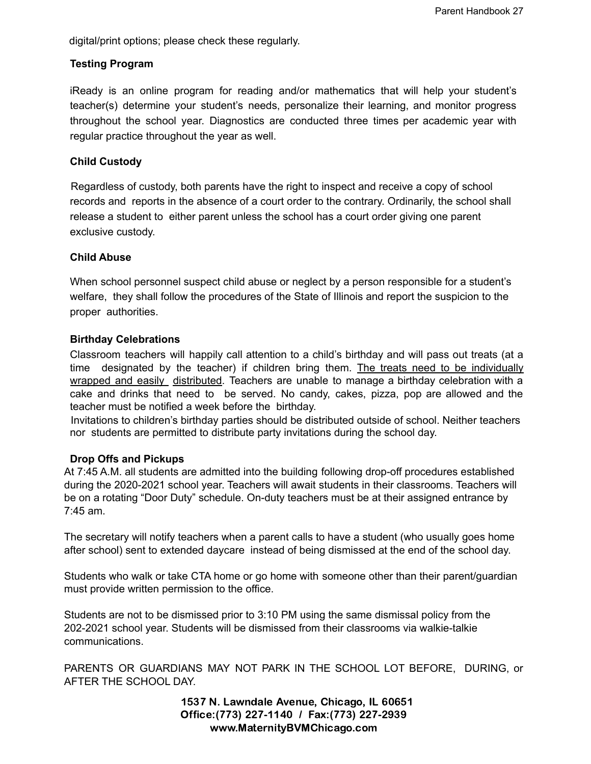digital/print options; please check these regularly.

**Testing Program**

iReady is an online program for reading and/or mathematics that will help your student's teacher(s) determine your student's needs, personalize their learning, and monitor progress throughout the school year. Diagnostics are conducted three times per academic year with regular practice throughout the year as well.

**Child Custody**

Regardless of custody, both parents have the right to inspect and receive a copy of school records and reports in the absence of a court order to the contrary. Ordinarily, the school shall release a student to either parent unless the school has a court order giving one parent exclusive custody.

**Child Abuse**

When school personnel suspect child abuse or neglect by a person responsible for a student's welfare, they shall follow the procedures of the State of Illinois and report the suspicion to the proper authorities.

**Birthday Celebrations**

Classroom teachers will happily call attention to a child's birthday and will pass out treats (at a time designated by the teacher) if children bring them. <u>The treats need to be individually wrapped and easily distributed</u>. Teachers are unable to manage a birthday celebration with a cake and drinks that need to be served. No candy, cakes, pizza, pop are allowed and the teacher must be notified a week before the birthday.

Invitations to children's birthday parties should be distributed outside of school. Neither teachers nor students are permitted to distribute party invitations during the school day.

**Drop Offs and Pickups**

At 7:45 A.M. all students are admitted into the building following drop-off procedures established during the 2020-2021 school year. Teachers will await students in their classrooms. Teachers will be on a rotating "Door Duty" schedule. On-duty teachers must be at their assigned entrance by 7:45 am.

The secretary will notify teachers when a parent calls to have a student (who usually goes home after school) sent to extended daycare instead of being dismissed at the end of the school day.

Students who walk or take CTA home or go home with someone other than their parent/guardian must provide written permission to the office.

Students are not to be dismissed prior to 3:10 PM using the same dismissal policy from the 202-2021 school year. Students will be dismissed from their classrooms via walkie-talkie communications.

PARENTS OR GUARDIANS MAY NOT PARK IN THE SCHOOL LOT BEFORE, DURING, or AFTER THE SCHOOL DAY.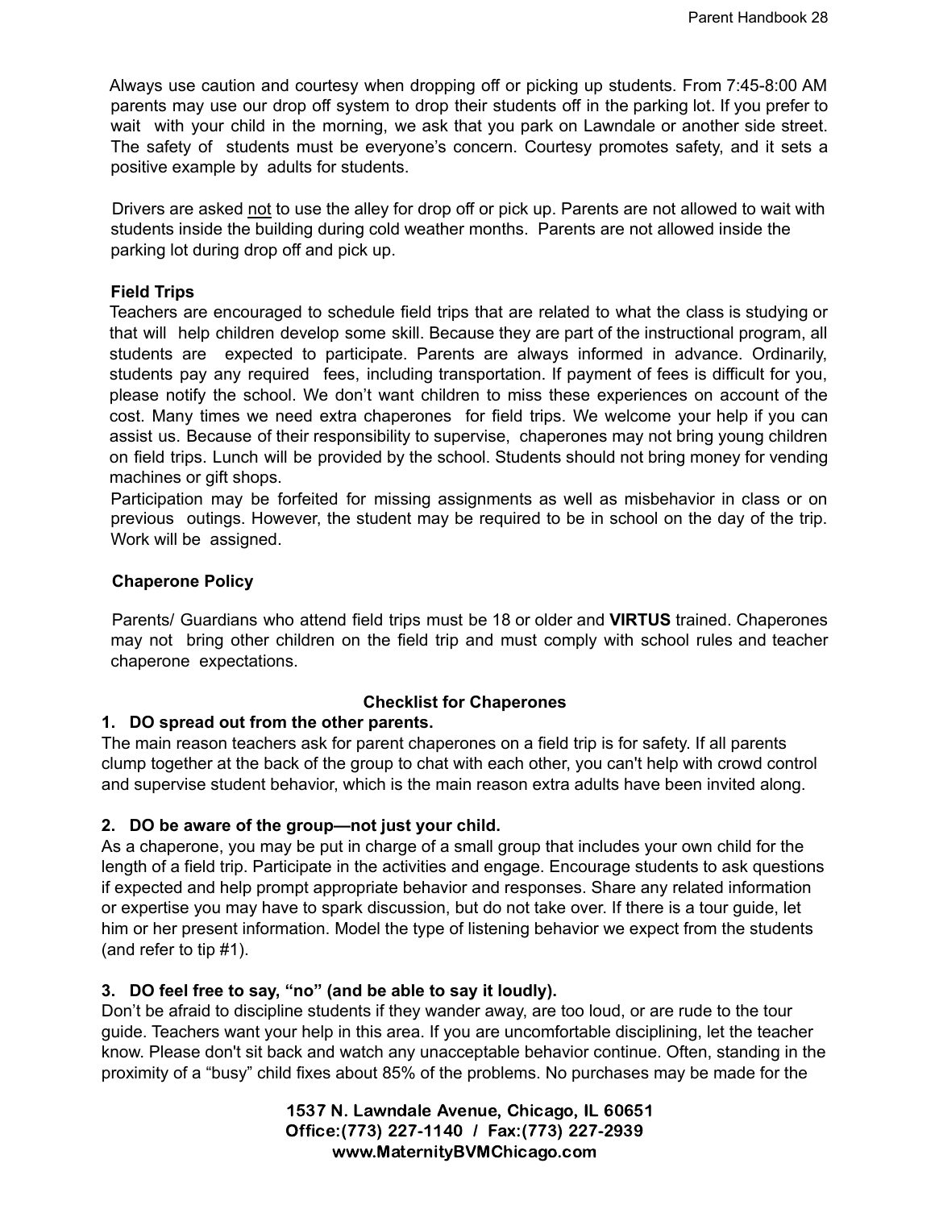Always use caution and courtesy when dropping off or picking up students. From 7:45-8:00 AM parents may use our drop off system to drop their students off in the parking lot. If you prefer to wait with your child in the morning, we ask that you park on Lawndale or another side street. The safety of students must be everyone's concern. Courtesy promotes safety, and it sets a positive example by adults for students.

Drivers are asked not to use the alley for drop off or pick up. Parents are not allowed to wait with students inside the building during cold weather months. Parents are not allowed inside the parking lot during drop off and pick up.

**Field Trips**

Teachers are encouraged to schedule field trips that are related to what the class is studying or that will help children develop some skill. Because they are part of the instructional program, all students are expected to participate. Parents are always informed in advance. Ordinarily, students pay any required fees, including transportation. If payment of fees is difficult for you, please notify the school. We don't want children to miss these experiences on account of the cost. Many times we need extra chaperones for field trips. We welcome your help if you can assist us. Because of their responsibility to supervise, chaperones may not bring young children on field trips. Lunch will be provided by the school. Students should not bring money for vending machines or gift shops.

Participation may be forfeited for missing assignments as well as misbehavior in class or on previous outings. However, the student may be required to be in school on the day of the trip. Work will be assigned.

**Chaperone Policy**

Parents/ Guardians who attend field trips must be 18 or older and **VIRTUS** trained. Chaperones may not bring other children on the field trip and must comply with school rules and teacher chaperone expectations.

**Checklist for Chaperones**

1. **DO spread out from the other parents.**

The main reason teachers ask for parent chaperones on a field trip is for safety. If all parents clump together at the back of the group to chat with each other, you can't help with crowd control and supervise student behavior, which is the main reason extra adults have been invited along.

2. **DO be aware of the group—not just your child.**

As a chaperone, you may be put in charge of a small group that includes your own child for the length of a field trip. Participate in the activities and engage. Encourage students to ask questions if expected and help prompt appropriate behavior and responses. Share any related information or expertise you may have to spark discussion, but do not take over. If there is a tour guide, let him or her present information. Model the type of listening behavior we expect from the students (and refer to tip #1).

3. **DO feel free to say, "no" (and be able to say it loudly).**

Don't be afraid to discipline students if they wander away, are too loud, or are rude to the tour guide. Teachers want your help in this area. If you are uncomfortable disciplining, let the teacher know. Please don't sit back and watch any unacceptable behavior continue. Often, standing in the proximity of a "busy" child fixes about 85% of the problems. No purchases may be made for the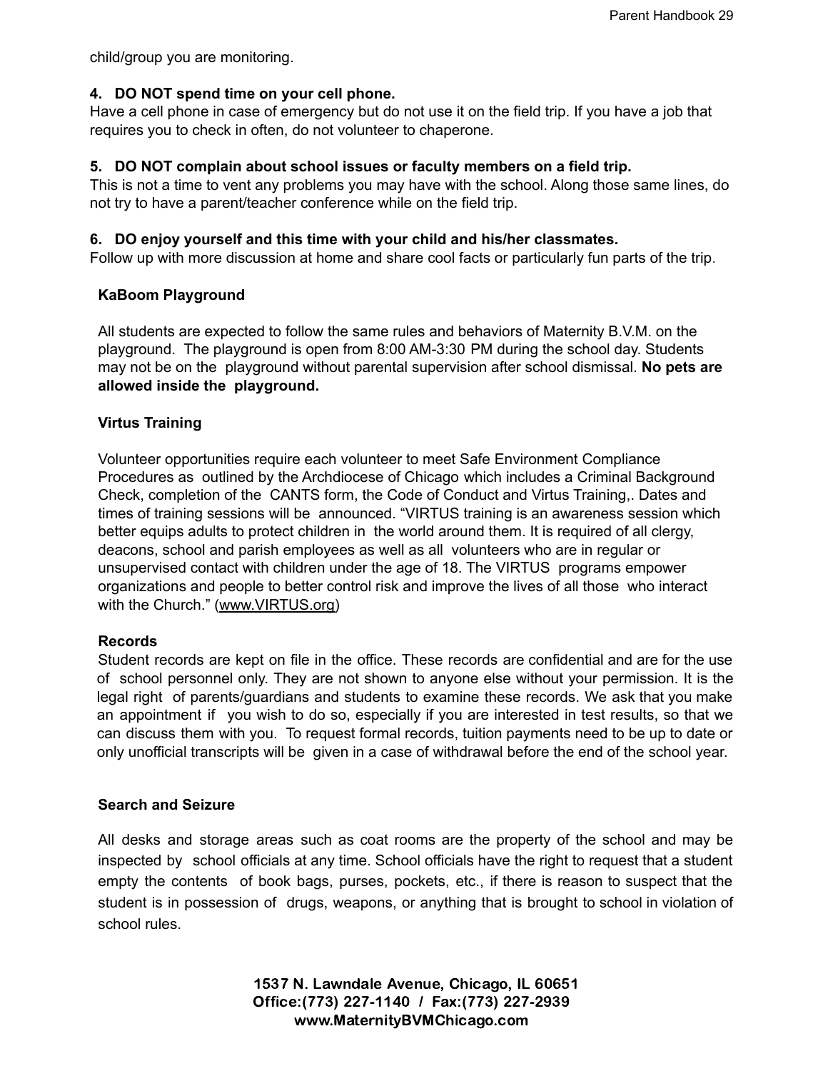child/group you are monitoring.

**4. DO NOT spend time on your cell phone.**
Have a cell phone in case of emergency but do not use it on the field trip. If you have a job that requires you to check in often, do not volunteer to chaperone.

**5. DO NOT complain about school issues or faculty members on a field trip.**
This is not a time to vent any problems you may have with the school. Along those same lines, do not try to have a parent/teacher conference while on the field trip.

**6. DO enjoy yourself and this time with your child and his/her classmates.**
Follow up with more discussion at home and share cool facts or particularly fun parts of the trip.

**KaBoom Playground**

All students are expected to follow the same rules and behaviors of Maternity B.V.M. on the playground. The playground is open from 8:00 AM-3:30 PM during the school day. Students may not be on the playground without parental supervision after school dismissal. **No pets are allowed inside the playground.**

**Virtus Training**

Volunteer opportunities require each volunteer to meet Safe Environment Compliance Procedures as outlined by the Archdiocese of Chicago which includes a Criminal Background Check, completion of the CANTS form, the Code of Conduct and Virtus Training,. Dates and times of training sessions will be announced. "VIRTUS training is an awareness session which better equips adults to protect children in the world around them. It is required of all clergy, deacons, school and parish employees as well as all volunteers who are in regular or unsupervised contact with children under the age of 18. The VIRTUS programs empower organizations and people to better control risk and improve the lives of all those who interact with the Church." (www.VIRTUS.org)

**Records**
Student records are kept on file in the office. These records are confidential and are for the use of school personnel only. They are not shown to anyone else without your permission. It is the legal right of parents/guardians and students to examine these records. We ask that you make an appointment if you wish to do so, especially if you are interested in test results, so that we can discuss them with you. To request formal records, tuition payments need to be up to date or only unofficial transcripts will be given in a case of withdrawal before the end of the school year.

**Search and Seizure**

All desks and storage areas such as coat rooms are the property of the school and may be inspected by school officials at any time. School officials have the right to request that a student empty the contents of book bags, purses, pockets, etc., if there is reason to suspect that the student is in possession of drugs, weapons, or anything that is brought to school in violation of school rules.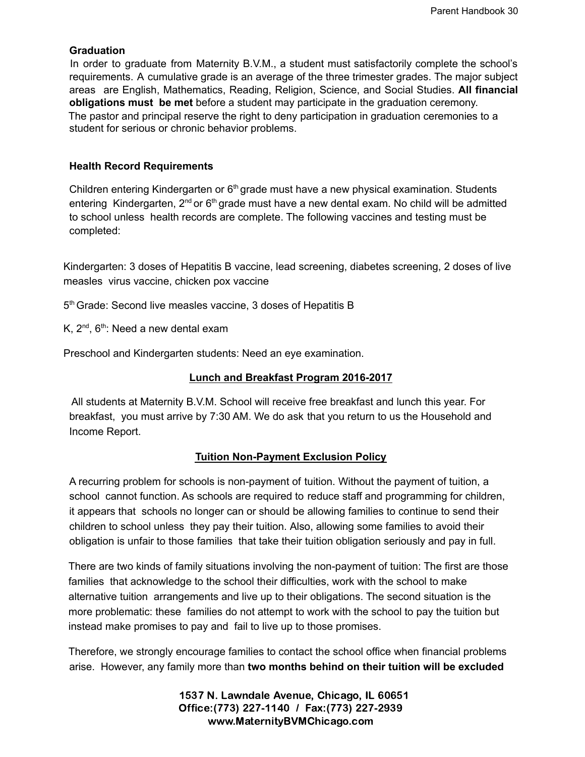**Graduation**

In order to graduate from Maternity B.V.M., a student must satisfactorily complete the school's requirements. A cumulative grade is an average of the three trimester grades. The major subject areas are English, Mathematics, Reading, Religion, Science, and Social Studies. **All financial obligations must be met** before a student may participate in the graduation ceremony. The pastor and principal reserve the right to deny participation in graduation ceremonies to a student for serious or chronic behavior problems.

**Health Record Requirements**

Children entering Kindergarten or 6th grade must have a new physical examination. Students entering Kindergarten, 2nd or 6th grade must have a new dental exam. No child will be admitted to school unless health records are complete. The following vaccines and testing must be completed:

Kindergarten: 3 doses of Hepatitis B vaccine, lead screening, diabetes screening, 2 doses of live measles virus vaccine, chicken pox vaccine

5th Grade: Second live measles vaccine, 3 doses of Hepatitis B

K, 2nd, 6th: Need a new dental exam

Preschool and Kindergarten students: Need an eye examination.

**Lunch and Breakfast Program 2016-2017**

All students at Maternity B.V.M. School will receive free breakfast and lunch this year. For breakfast, you must arrive by 7:30 AM. We do ask that you return to us the Household and Income Report.

**Tuition Non-Payment Exclusion Policy**

A recurring problem for schools is non-payment of tuition. Without the payment of tuition, a school cannot function. As schools are required to reduce staff and programming for children, it appears that schools no longer can or should be allowing families to continue to send their children to school unless they pay their tuition. Also, allowing some families to avoid their obligation is unfair to those families that take their tuition obligation seriously and pay in full.

There are two kinds of family situations involving the non-payment of tuition: The first are those families that acknowledge to the school their difficulties, work with the school to make alternative tuition arrangements and live up to their obligations. The second situation is the more problematic: these families do not attempt to work with the school to pay the tuition but instead make promises to pay and fail to live up to those promises.

Therefore, we strongly encourage families to contact the school office when financial problems arise. However, any family more than **two months behind on their tuition will be excluded**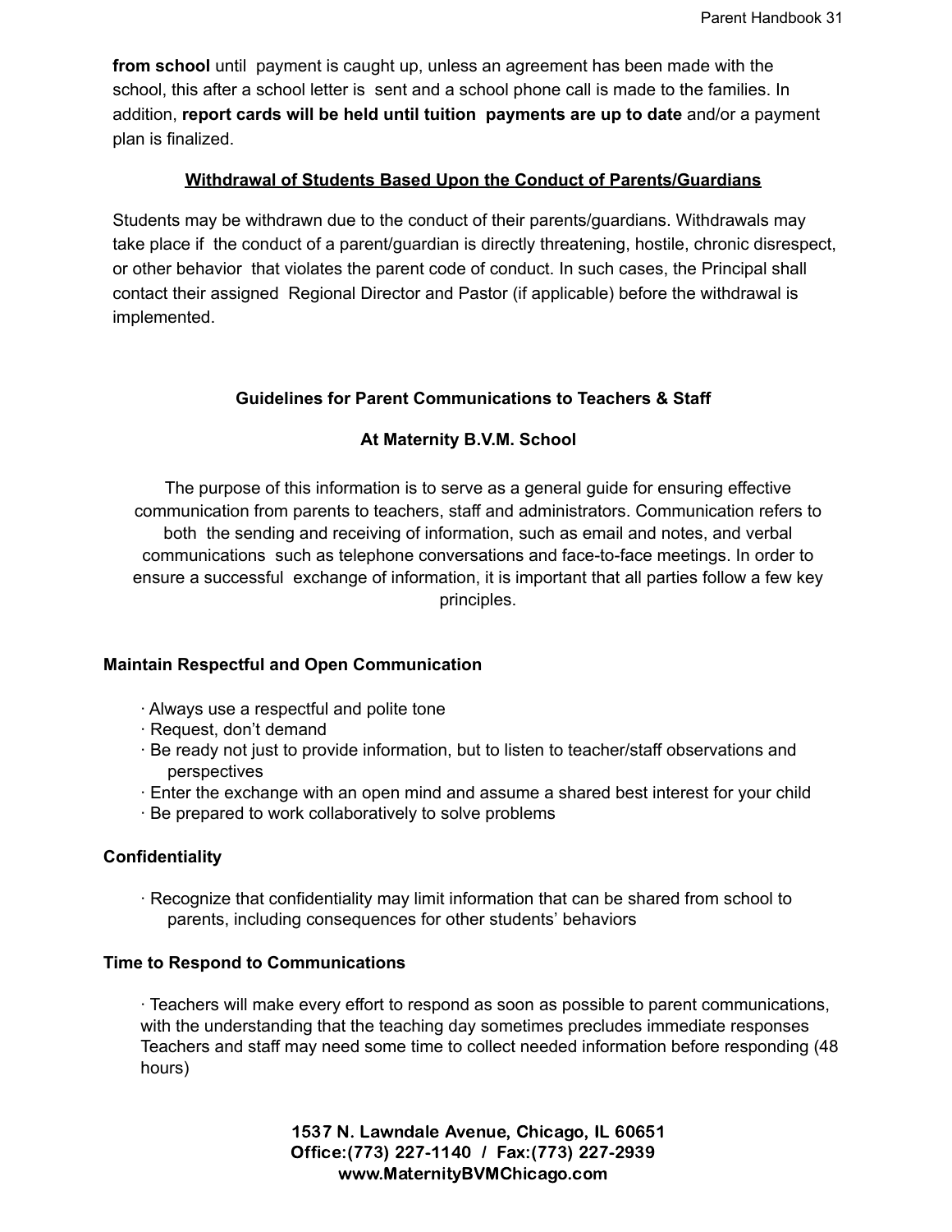**from school** until payment is caught up, unless an agreement has been made with the school, this after a school letter is sent and a school phone call is made to the families. In addition, **report cards will be held until tuition payments are up to date** and/or a payment plan is finalized.

## Withdrawal of Students Based Upon the Conduct of Parents/Guardians

Students may be withdrawn due to the conduct of their parents/guardians. Withdrawals may take place if the conduct of a parent/guardian is directly threatening, hostile, chronic disrespect, or other behavior that violates the parent code of conduct. In such cases, the Principal shall contact their assigned Regional Director and Pastor (if applicable) before the withdrawal is implemented.

## Guidelines for Parent Communications to Teachers & Staff

## At Maternity B.V.M. School

The purpose of this information is to serve as a general guide for ensuring effective communication from parents to teachers, staff and administrators. Communication refers to both the sending and receiving of information, such as email and notes, and verbal communications such as telephone conversations and face-to-face meetings. In order to ensure a successful exchange of information, it is important that all parties follow a few key principles.

### Maintain Respectful and Open Communication

- Always use a respectful and polite tone
- Request, don't demand
- Be ready not just to provide information, but to listen to teacher/staff observations and perspectives
- Enter the exchange with an open mind and assume a shared best interest for your child
- Be prepared to work collaboratively to solve problems

### Confidentiality

- Recognize that confidentiality may limit information that can be shared from school to parents, including consequences for other students' behaviors

### Time to Respond to Communications

- Teachers will make every effort to respond as soon as possible to parent communications, with the understanding that the teaching day sometimes precludes immediate responses Teachers and staff may need some time to collect needed information before responding (48 hours)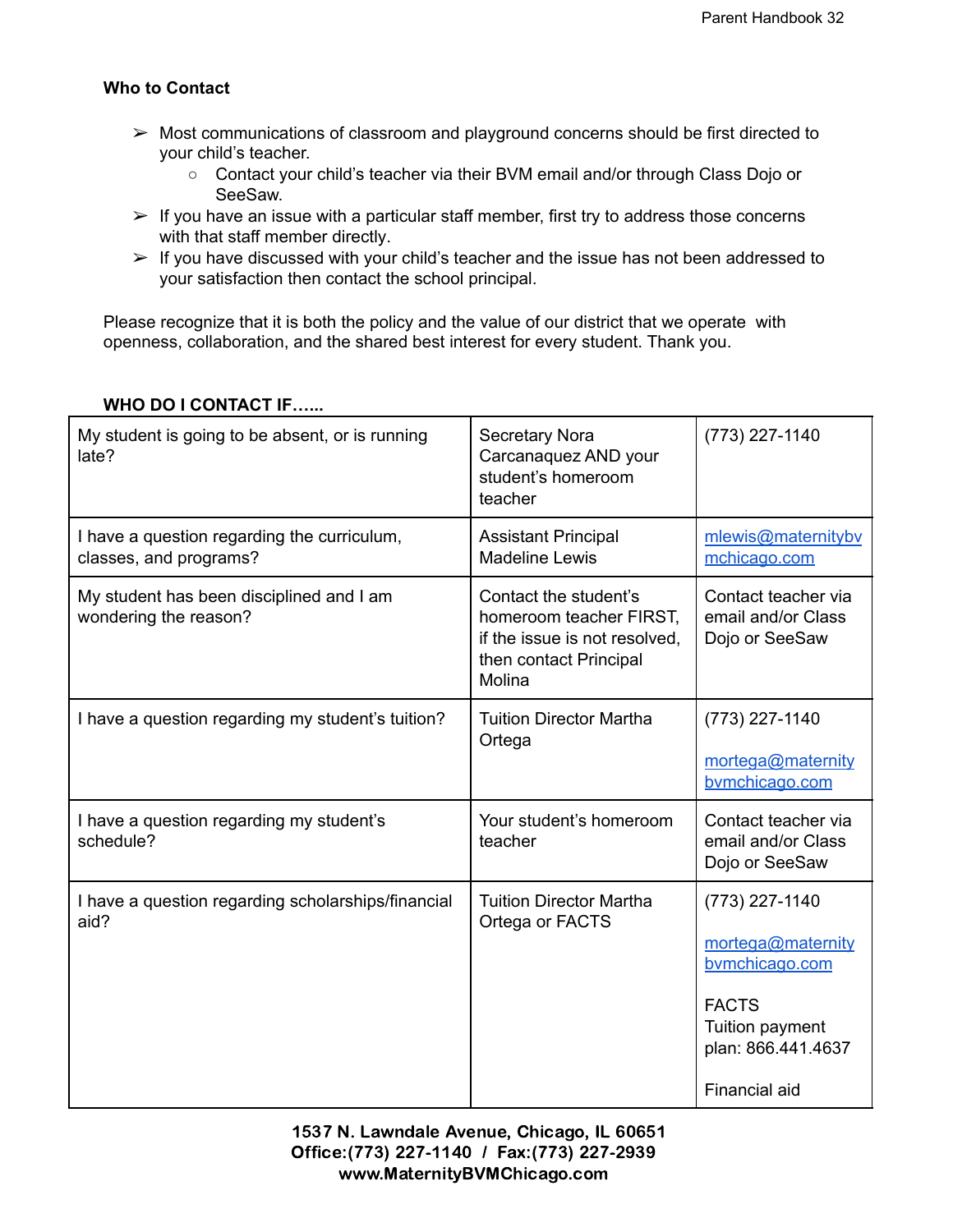**Who to Contact**

- Most communications of classroom and playground concerns should be first directed to your child's teacher.
  - Contact your child's teacher via their BVM email and/or through Class Dojo or SeeSaw.
- If you have an issue with a particular staff member, first try to address those concerns with that staff member directly.
- If you have discussed with your child's teacher and the issue has not been addressed to your satisfaction then contact the school principal.

Please recognize that it is both the policy and the value of our district that we operate with openness, collaboration, and the shared best interest for every student. Thank you.

**WHO DO I CONTACT IF…...**

| | | |
|---|---|---|
| My student is going to be absent, or is running late? | Secretary Nora Carcanaquez AND your student's homeroom teacher | (773) 227-1140 |
| I have a question regarding the curriculum, classes, and programs? | Assistant Principal Madeline Lewis | mlewis@maternitybvmchicago.com |
| My student has been disciplined and I am wondering the reason? | Contact the student's homeroom teacher FIRST, if the issue is not resolved, then contact Principal Molina | Contact teacher via email and/or Class Dojo or SeeSaw |
| I have a question regarding my student's tuition? | Tuition Director Martha Ortega | (773) 227-1140<br><br>mortega@maternitybvmchicago.com |
| I have a question regarding my student's schedule? | Your student's homeroom teacher | Contact teacher via email and/or Class Dojo or SeeSaw |
| I have a question regarding scholarships/financial aid? | Tuition Director Martha Ortega or FACTS | (773) 227-1140<br><br>mortega@maternitybvmchicago.com<br><br>FACTS<br>Tuition payment plan: 866.441.4637<br><br>Financial aid |

**1537 N. Lawndale Avenue, Chicago, IL 60651**
**Office:(773) 227-1140 / Fax:(773) 227-2939**
**www.MaternityBVMChicago.com**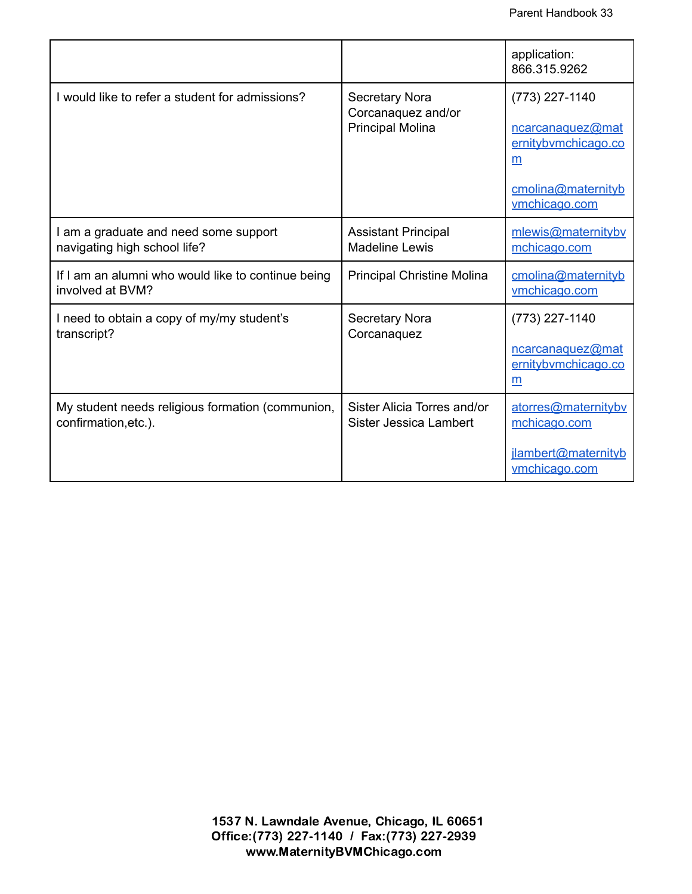| | | application: 866.315.9262 |
|---|---|---|
| I would like to refer a student for admissions? | Secretary Nora Corcanaquez and/or Principal Molina | (773) 227-1140<br><br>ncarcanaquez@maternitybvmchicago.com<br><br>cmolina@maternitybvmchicago.com |
| I am a graduate and need some support navigating high school life? | Assistant Principal Madeline Lewis | mlewis@maternitybvmchicago.com |
| If I am an alumni who would like to continue being involved at BVM? | Principal Christine Molina | cmolina@maternitybvmchicago.com |
| I need to obtain a copy of my/my student's transcript? | Secretary Nora Corcanaquez | (773) 227-1140<br><br>ncarcanaquez@maternitybvmchicago.com |
| My student needs religious formation (communion, confirmation,etc.). | Sister Alicia Torres and/or Sister Jessica Lambert | atorres@maternitybvmchicago.com<br><br>jlambert@maternitybvmchicago.com |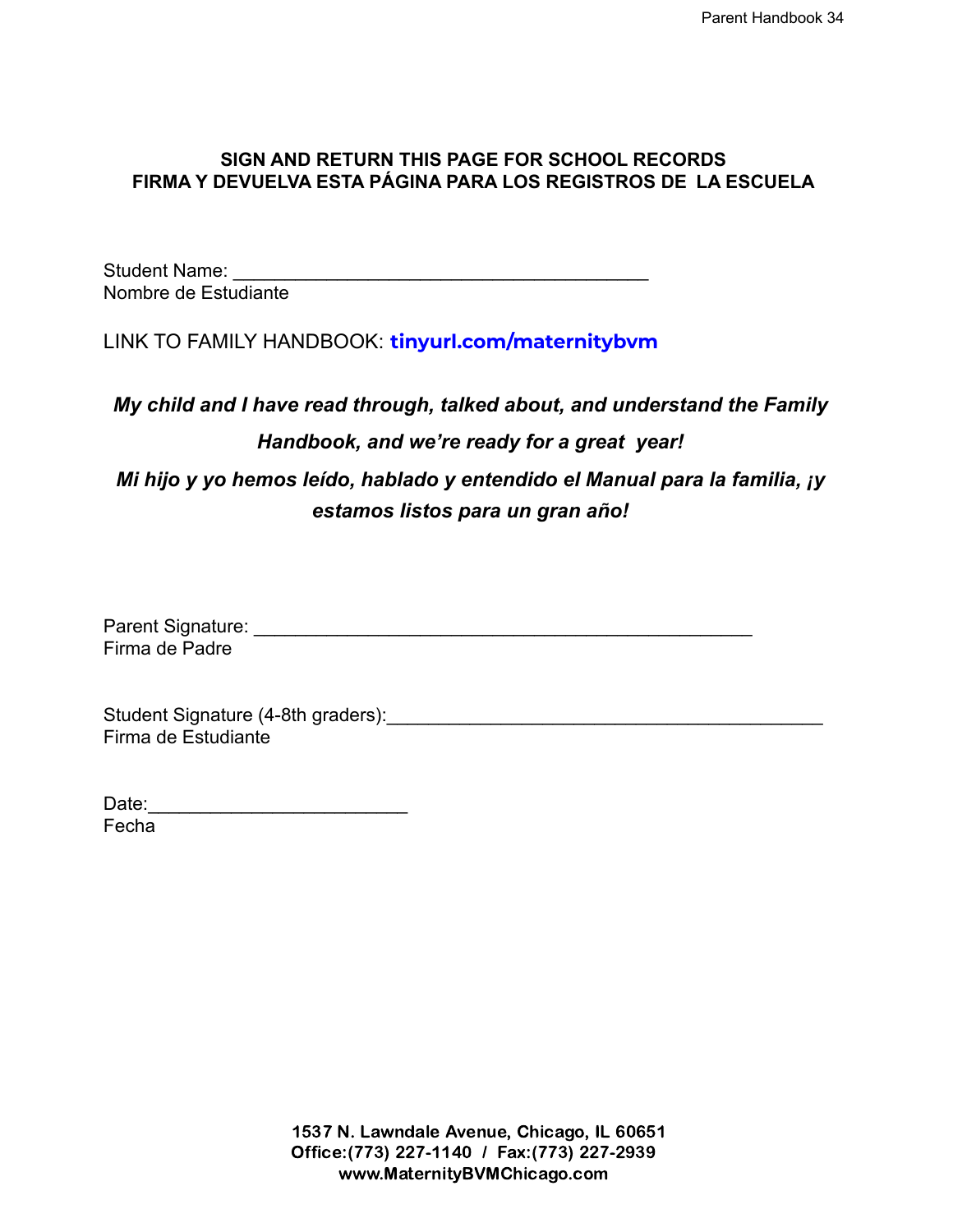**SIGN AND RETURN THIS PAGE FOR SCHOOL RECORDS**
**FIRMA Y DEVUELVA ESTA PÁGINA PARA LOS REGISTROS DE LA ESCUELA**

Student Name: ______________________________________
Nombre de Estudiante

LINK TO FAMILY HANDBOOK: **tinyurl.com/maternitybvm**

***My child and I have read through, talked about, and understand the Family Handbook, and we're ready for a great year!***

***Mi hijo y yo hemos leído, hablado y entendido el Manual para la familia, ¡y estamos listos para un gran año!***

Parent Signature: ______________________________________________
Firma de Padre

Student Signature (4-8th graders):________________________________________
Firma de Estudiante

Date:________________________
Fecha

**1537 N. Lawndale Avenue, Chicago, IL 60651**
**Office:(773) 227-1140 / Fax:(773) 227-2939**
**www.MaternityBVMChicago.com**